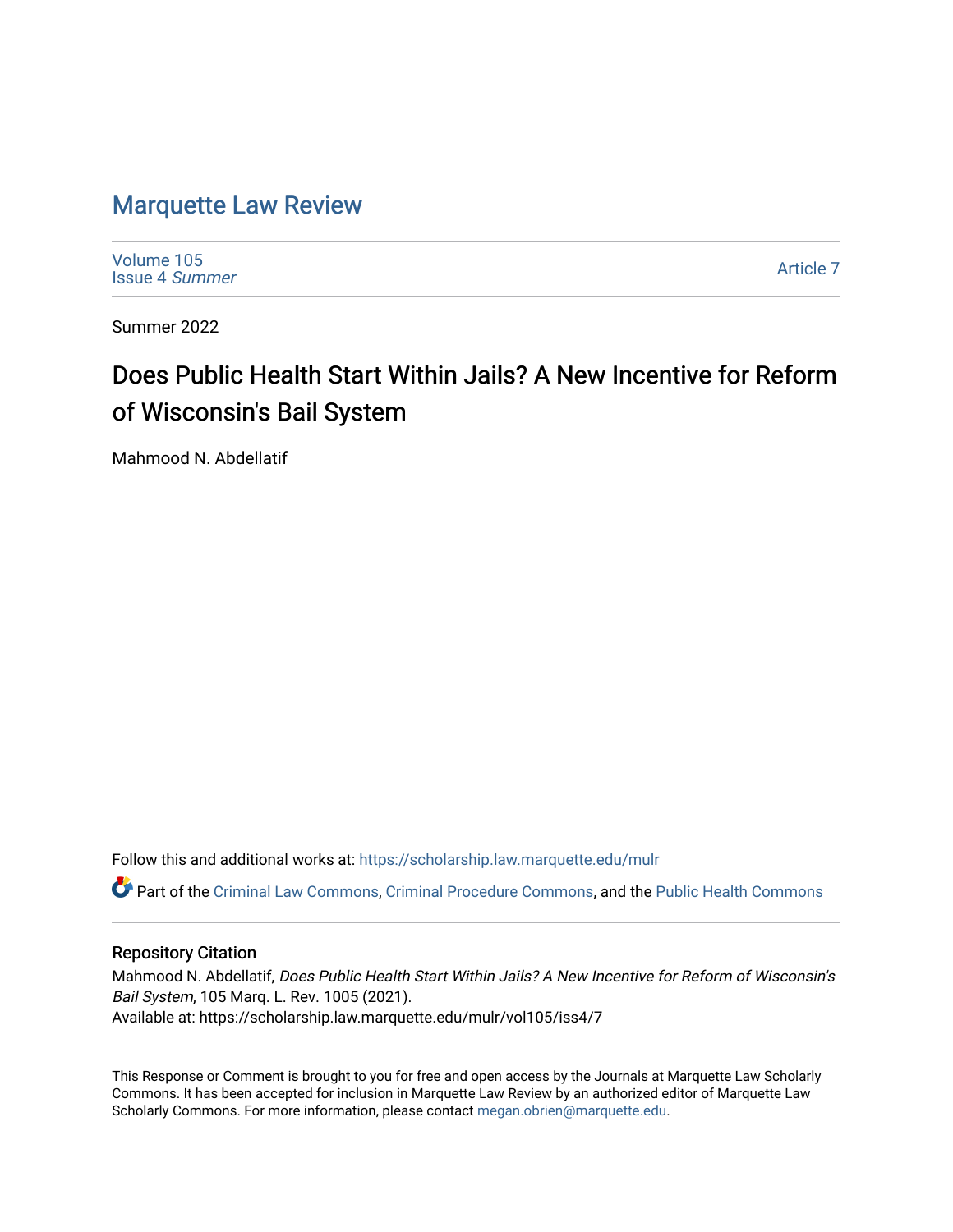# Marquette Law Review

Volume 105
Issue 4 *Summer*

Article 7

Summer 2022

## Does Public Health Start Within Jails? A New Incentive for Reform of Wisconsin's Bail System

Mahmood N. Abdellatif

Follow this and additional works at: https://scholarship.law.marquette.edu/mulr

Part of the Criminal Law Commons, Criminal Procedure Commons, and the Public Health Commons

### Repository Citation

Mahmood N. Abdellatif, *Does Public Health Start Within Jails? A New Incentive for Reform of Wisconsin's Bail System*, 105 Marq. L. Rev. 1005 (2021).
Available at: https://scholarship.law.marquette.edu/mulr/vol105/iss4/7

This Response or Comment is brought to you for free and open access by the Journals at Marquette Law Scholarly Commons. It has been accepted for inclusion in Marquette Law Review by an authorized editor of Marquette Law Scholarly Commons. For more information, please contact megan.obrien@marquette.edu.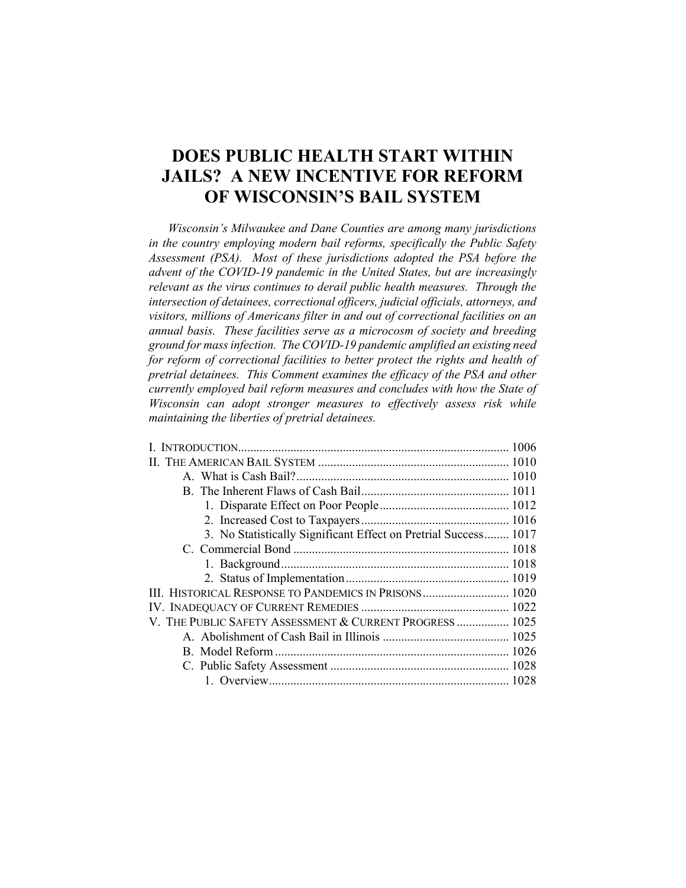# DOES PUBLIC HEALTH START WITHIN JAILS? A NEW INCENTIVE FOR REFORM OF WISCONSIN'S BAIL SYSTEM

*Wisconsin's Milwaukee and Dane Counties are among many jurisdictions in the country employing modern bail reforms, specifically the Public Safety Assessment (PSA). Most of these jurisdictions adopted the PSA before the advent of the COVID-19 pandemic in the United States, but are increasingly relevant as the virus continues to derail public health measures. Through the intersection of detainees, correctional officers, judicial officials, attorneys, and visitors, millions of Americans filter in and out of correctional facilities on an annual basis. These facilities serve as a microcosm of society and breeding ground for mass infection. The COVID-19 pandemic amplified an existing need for reform of correctional facilities to better protect the rights and health of pretrial detainees. This Comment examines the efficacy of the PSA and other currently employed bail reform measures and concludes with how the State of Wisconsin can adopt stronger measures to effectively assess risk while maintaining the liberties of pretrial detainees.*

I. INTRODUCTION ........ 1006
II. THE AMERICAN BAIL SYSTEM ........ 1010
- A. What is Cash Bail? ........ 1010
- B. The Inherent Flaws of Cash Bail ........ 1011
  - 1. Disparate Effect on Poor People ........ 1012
  - 2. Increased Cost to Taxpayers ........ 1016
  - 3. No Statistically Significant Effect on Pretrial Success ........ 1017
- C. Commercial Bond ........ 1018
  - 1. Background ........ 1018
  - 2. Status of Implementation ........ 1019

III. HISTORICAL RESPONSE TO PANDEMICS IN PRISONS ........ 1020
IV. INADEQUACY OF CURRENT REMEDIES ........ 1022
V. THE PUBLIC SAFETY ASSESSMENT & CURRENT PROGRESS ........ 1025
- A. Abolishment of Cash Bail in Illinois ........ 1025
- B. Model Reform ........ 1026
- C. Public Safety Assessment ........ 1028
  - 1. Overview ........ 1028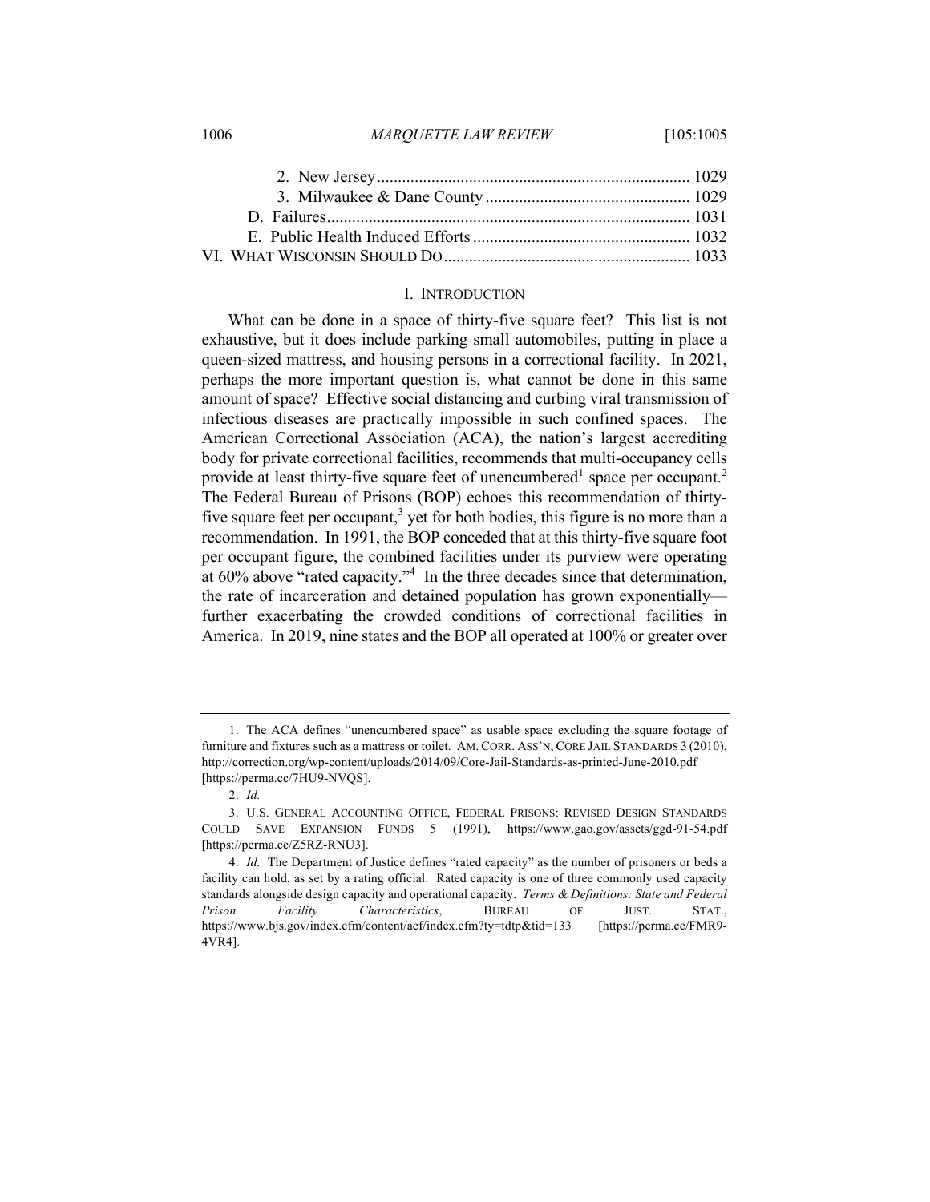2. New Jersey .......................................................................... 1029
3. Milwaukee & Dane County ................................................ 1029

D. Failures ...................................................................................... 1031

E. Public Health Induced Efforts ................................................... 1032

VI. WHAT WISCONSIN SHOULD DO .......................................................... 1033

## I. INTRODUCTION

What can be done in a space of thirty-five square feet? This list is not exhaustive, but it does include parking small automobiles, putting in place a queen-sized mattress, and housing persons in a correctional facility. In 2021, perhaps the more important question is, what cannot be done in this same amount of space? Effective social distancing and curbing viral transmission of infectious diseases are practically impossible in such confined spaces. The American Correctional Association (ACA), the nation's largest accrediting body for private correctional facilities, recommends that multi-occupancy cells provide at least thirty-five square feet of unencumbered[1] space per occupant.[2] The Federal Bureau of Prisons (BOP) echoes this recommendation of thirty-five square feet per occupant,[3] yet for both bodies, this figure is no more than a recommendation. In 1991, the BOP conceded that at this thirty-five square foot per occupant figure, the combined facilities under its purview were operating at 60% above "rated capacity."[4] In the three decades since that determination, the rate of incarceration and detained population has grown exponentially—further exacerbating the crowded conditions of correctional facilities in America. In 2019, nine states and the BOP all operated at 100% or greater over

---

1. The ACA defines "unencumbered space" as usable space excluding the square footage of furniture and fixtures such as a mattress or toilet. AM. CORR. ASS'N, CORE JAIL STANDARDS 3 (2010), http://correction.org/wp-content/uploads/2014/09/Core-Jail-Standards-as-printed-June-2010.pdf [https://perma.cc/7HU9-NVQS].

2. *Id.*

3. U.S. GENERAL ACCOUNTING OFFICE, FEDERAL PRISONS: REVISED DESIGN STANDARDS COULD SAVE EXPANSION FUNDS 5 (1991), https://www.gao.gov/assets/ggd-91-54.pdf [https://perma.cc/Z5RZ-RNU3].

4. *Id.* The Department of Justice defines "rated capacity" as the number of prisoners or beds a facility can hold, as set by a rating official. Rated capacity is one of three commonly used capacity standards alongside design capacity and operational capacity. *Terms & Definitions: State and Federal Prison Facility Characteristics*, BUREAU OF JUST. STAT., https://www.bjs.gov/index.cfm/content/acf/index.cfm?ty=tdtp&tid=133 [https://perma.cc/FMR9-4VR4].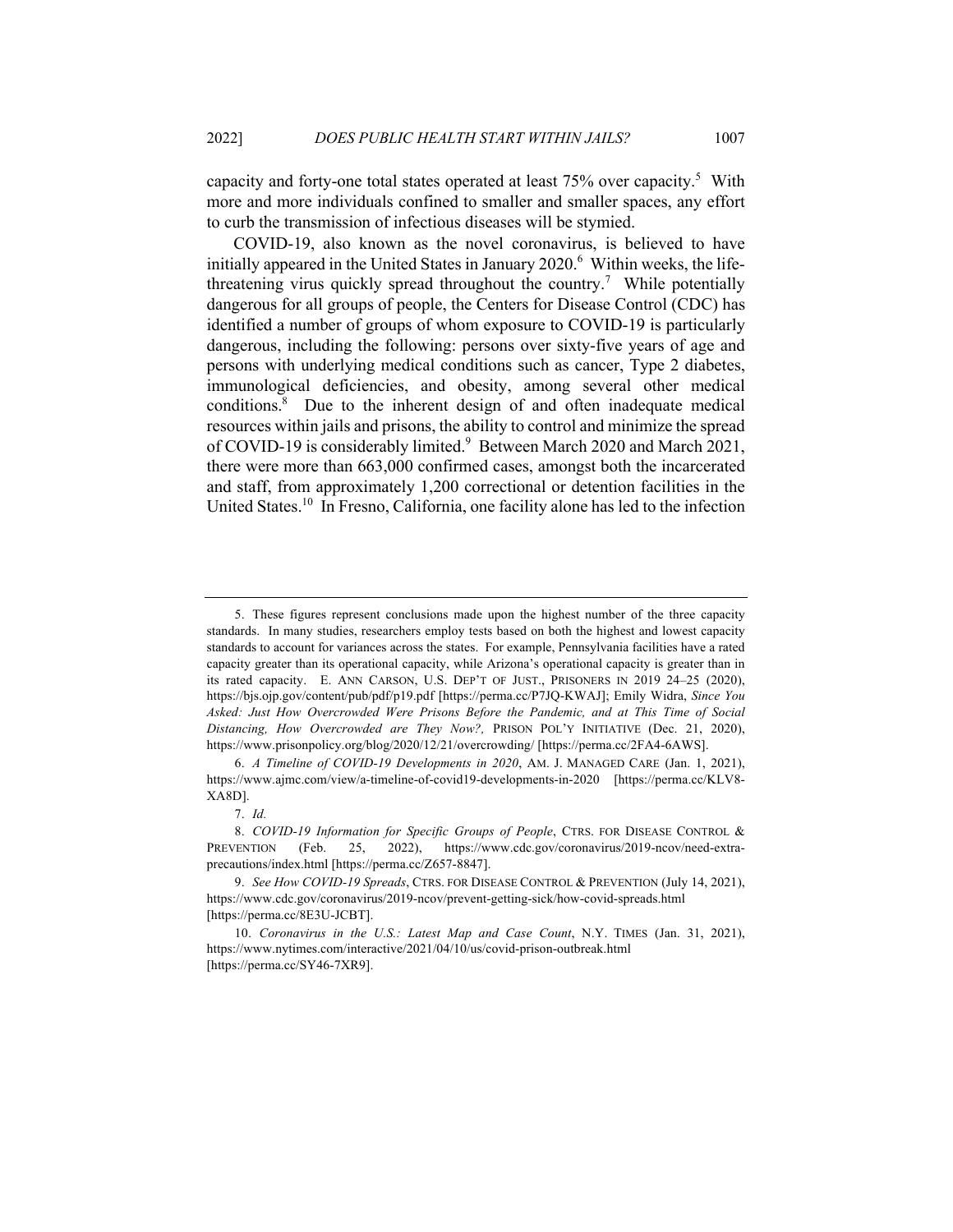capacity and forty-one total states operated at least 75% over capacity.[5] With more and more individuals confined to smaller and smaller spaces, any effort to curb the transmission of infectious diseases will be stymied.

COVID-19, also known as the novel coronavirus, is believed to have initially appeared in the United States in January 2020.[6] Within weeks, the life-threatening virus quickly spread throughout the country.[7] While potentially dangerous for all groups of people, the Centers for Disease Control (CDC) has identified a number of groups of whom exposure to COVID-19 is particularly dangerous, including the following: persons over sixty-five years of age and persons with underlying medical conditions such as cancer, Type 2 diabetes, immunological deficiencies, and obesity, among several other medical conditions.[8] Due to the inherent design of and often inadequate medical resources within jails and prisons, the ability to control and minimize the spread of COVID-19 is considerably limited.[9] Between March 2020 and March 2021, there were more than 663,000 confirmed cases, amongst both the incarcerated and staff, from approximately 1,200 correctional or detention facilities in the United States.[10] In Fresno, California, one facility alone has led to the infection

---

5. These figures represent conclusions made upon the highest number of the three capacity standards. In many studies, researchers employ tests based on both the highest and lowest capacity standards to account for variances across the states. For example, Pennsylvania facilities have a rated capacity greater than its operational capacity, while Arizona's operational capacity is greater than in its rated capacity. E. ANN CARSON, U.S. DEP'T OF JUST., PRISONERS IN 2019 24–25 (2020), https://bjs.ojp.gov/content/pub/pdf/p19.pdf [https://perma.cc/P7JQ-KWAJ]; Emily Widra, *Since You Asked: Just How Overcrowded Were Prisons Before the Pandemic, and at This Time of Social Distancing, How Overcrowded are They Now?,* PRISON POL'Y INITIATIVE (Dec. 21, 2020), https://www.prisonpolicy.org/blog/2020/12/21/overcrowding/ [https://perma.cc/2FA4-6AWS].

6. *A Timeline of COVID-19 Developments in 2020*, AM. J. MANAGED CARE (Jan. 1, 2021), https://www.ajmc.com/view/a-timeline-of-covid19-developments-in-2020 [https://perma.cc/KLV8-XA8D].

7. *Id.*

8. *COVID-19 Information for Specific Groups of People*, CTRS. FOR DISEASE CONTROL & PREVENTION (Feb. 25, 2022), https://www.cdc.gov/coronavirus/2019-ncov/need-extra-precautions/index.html [https://perma.cc/Z657-8847].

9. *See How COVID-19 Spreads*, CTRS. FOR DISEASE CONTROL & PREVENTION (July 14, 2021), https://www.cdc.gov/coronavirus/2019-ncov/prevent-getting-sick/how-covid-spreads.html [https://perma.cc/8E3U-JCBT].

10. *Coronavirus in the U.S.: Latest Map and Case Count*, N.Y. TIMES (Jan. 31, 2021), https://www.nytimes.com/interactive/2021/04/10/us/covid-prison-outbreak.html [https://perma.cc/SY46-7XR9].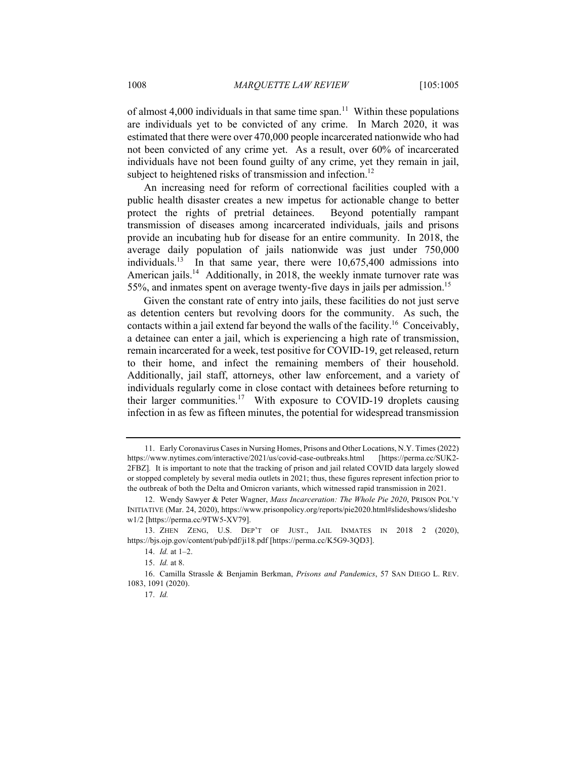of almost 4,000 individuals in that same time span.[11] Within these populations are individuals yet to be convicted of any crime. In March 2020, it was estimated that there were over 470,000 people incarcerated nationwide who had not been convicted of any crime yet. As a result, over 60% of incarcerated individuals have not been found guilty of any crime, yet they remain in jail, subject to heightened risks of transmission and infection.[12]

An increasing need for reform of correctional facilities coupled with a public health disaster creates a new impetus for actionable change to better protect the rights of pretrial detainees. Beyond potentially rampant transmission of diseases among incarcerated individuals, jails and prisons provide an incubating hub for disease for an entire community. In 2018, the average daily population of jails nationwide was just under 750,000 individuals.[13] In that same year, there were 10,675,400 admissions into American jails.[14] Additionally, in 2018, the weekly inmate turnover rate was 55%, and inmates spent on average twenty-five days in jails per admission.[15]

Given the constant rate of entry into jails, these facilities do not just serve as detention centers but revolving doors for the community. As such, the contacts within a jail extend far beyond the walls of the facility.[16] Conceivably, a detainee can enter a jail, which is experiencing a high rate of transmission, remain incarcerated for a week, test positive for COVID-19, get released, return to their home, and infect the remaining members of their household. Additionally, jail staff, attorneys, other law enforcement, and a variety of individuals regularly come in close contact with detainees before returning to their larger communities.[17] With exposure to COVID-19 droplets causing infection in as few as fifteen minutes, the potential for widespread transmission

---

11. Early Coronavirus Cases in Nursing Homes, Prisons and Other Locations, N.Y. Times (2022) https://www.nytimes.com/interactive/2021/us/covid-case-outbreaks.html [https://perma.cc/SUK2-2FBZ]. It is important to note that the tracking of prison and jail related COVID data largely slowed or stopped completely by several media outlets in 2021; thus, these figures represent infection prior to the outbreak of both the Delta and Omicron variants, which witnessed rapid transmission in 2021.

12. Wendy Sawyer & Peter Wagner, *Mass Incarceration: The Whole Pie 2020*, PRISON POL'Y INITIATIVE (Mar. 24, 2020), https://www.prisonpolicy.org/reports/pie2020.html#slideshows/slideshow1/2 [https://perma.cc/9TW5-XV79].

13. ZHEN ZENG, U.S. DEP'T OF JUST., JAIL INMATES IN 2018 2 (2020), https://bjs.ojp.gov/content/pub/pdf/ji18.pdf [https://perma.cc/K5G9-3QD3].

14. *Id.* at 1–2.

15. *Id.* at 8.

16. Camilla Strassle & Benjamin Berkman, *Prisons and Pandemics*, 57 SAN DIEGO L. REV. 1083, 1091 (2020).

17. *Id.*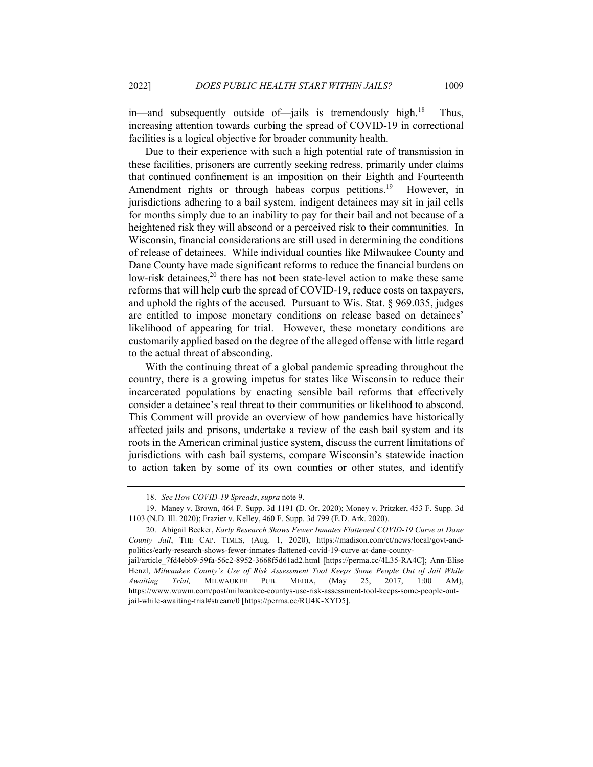in—and subsequently outside of—jails is tremendously high.[18] Thus, increasing attention towards curbing the spread of COVID-19 in correctional facilities is a logical objective for broader community health.

Due to their experience with such a high potential rate of transmission in these facilities, prisoners are currently seeking redress, primarily under claims that continued confinement is an imposition on their Eighth and Fourteenth Amendment rights or through habeas corpus petitions.[19] However, in jurisdictions adhering to a bail system, indigent detainees may sit in jail cells for months simply due to an inability to pay for their bail and not because of a heightened risk they will abscond or a perceived risk to their communities. In Wisconsin, financial considerations are still used in determining the conditions of release of detainees. While individual counties like Milwaukee County and Dane County have made significant reforms to reduce the financial burdens on low-risk detainees,[20] there has not been state-level action to make these same reforms that will help curb the spread of COVID-19, reduce costs on taxpayers, and uphold the rights of the accused. Pursuant to Wis. Stat. § 969.035, judges are entitled to impose monetary conditions on release based on detainees' likelihood of appearing for trial. However, these monetary conditions are customarily applied based on the degree of the alleged offense with little regard to the actual threat of absconding.

With the continuing threat of a global pandemic spreading throughout the country, there is a growing impetus for states like Wisconsin to reduce their incarcerated populations by enacting sensible bail reforms that effectively consider a detainee's real threat to their communities or likelihood to abscond. This Comment will provide an overview of how pandemics have historically affected jails and prisons, undertake a review of the cash bail system and its roots in the American criminal justice system, discuss the current limitations of jurisdictions with cash bail systems, compare Wisconsin's statewide inaction to action taken by some of its own counties or other states, and identify

---

18. *See How COVID-19 Spreads*, *supra* note 9.

19. Maney v. Brown, 464 F. Supp. 3d 1191 (D. Or. 2020); Money v. Pritzker, 453 F. Supp. 3d 1103 (N.D. Ill. 2020); Frazier v. Kelley, 460 F. Supp. 3d 799 (E.D. Ark. 2020).

20. Abigail Becker, *Early Research Shows Fewer Inmates Flattened COVID-19 Curve at Dane County Jail*, THE CAP. TIMES, (Aug. 1, 2020), https://madison.com/ct/news/local/govt-and-politics/early-research-shows-fewer-inmates-flattened-covid-19-curve-at-dane-county-jail/article_7fd4ebb9-59fa-56c2-8952-3668f5d61ad2.html [https://perma.cc/4L35-RA4C]; Ann-Elise Henzl, *Milwaukee County's Use of Risk Assessment Tool Keeps Some People Out of Jail While Awaiting Trial,* MILWAUKEE PUB. MEDIA, (May 25, 2017, 1:00 AM), https://www.wuwm.com/post/milwaukee-countys-use-risk-assessment-tool-keeps-some-people-out-jail-while-awaiting-trial#stream/0 [https://perma.cc/RU4K-XYD5].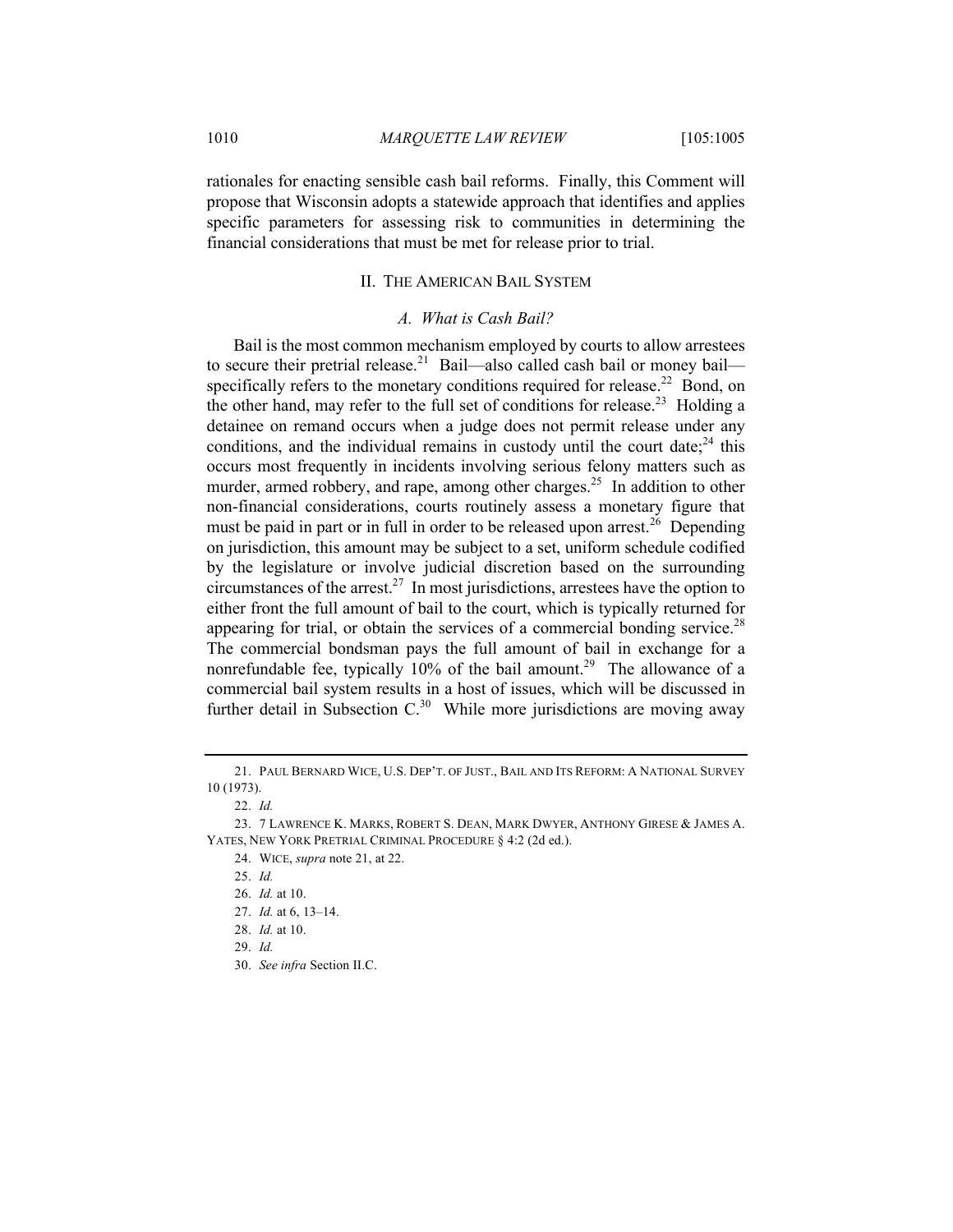rationales for enacting sensible cash bail reforms. Finally, this Comment will propose that Wisconsin adopts a statewide approach that identifies and applies specific parameters for assessing risk to communities in determining the financial considerations that must be met for release prior to trial.

## II. THE AMERICAN BAIL SYSTEM

### *A. What is Cash Bail?*

Bail is the most common mechanism employed by courts to allow arrestees to secure their pretrial release.[21] Bail—also called cash bail or money bail—specifically refers to the monetary conditions required for release.[22] Bond, on the other hand, may refer to the full set of conditions for release.[23] Holding a detainee on remand occurs when a judge does not permit release under any conditions, and the individual remains in custody until the court date;[24] this occurs most frequently in incidents involving serious felony matters such as murder, armed robbery, and rape, among other charges.[25] In addition to other non-financial considerations, courts routinely assess a monetary figure that must be paid in part or in full in order to be released upon arrest.[26] Depending on jurisdiction, this amount may be subject to a set, uniform schedule codified by the legislature or involve judicial discretion based on the surrounding circumstances of the arrest.[27] In most jurisdictions, arrestees have the option to either front the full amount of bail to the court, which is typically returned for appearing for trial, or obtain the services of a commercial bonding service.[28] The commercial bondsman pays the full amount of bail in exchange for a nonrefundable fee, typically 10% of the bail amount.[29] The allowance of a commercial bail system results in a host of issues, which will be discussed in further detail in Subsection C.[30] While more jurisdictions are moving away

---

21. PAUL BERNARD WICE, U.S. DEP'T. OF JUST., BAIL AND ITS REFORM: A NATIONAL SURVEY 10 (1973).

22. *Id.*

23. 7 LAWRENCE K. MARKS, ROBERT S. DEAN, MARK DWYER, ANTHONY GIRESE & JAMES A. YATES, NEW YORK PRETRIAL CRIMINAL PROCEDURE § 4:2 (2d ed.).

24. WICE, *supra* note 21, at 22.

25. *Id.*

26. *Id.* at 10.

27. *Id.* at 6, 13–14.

28. *Id.* at 10.

29. *Id.*

30. *See infra* Section II.C.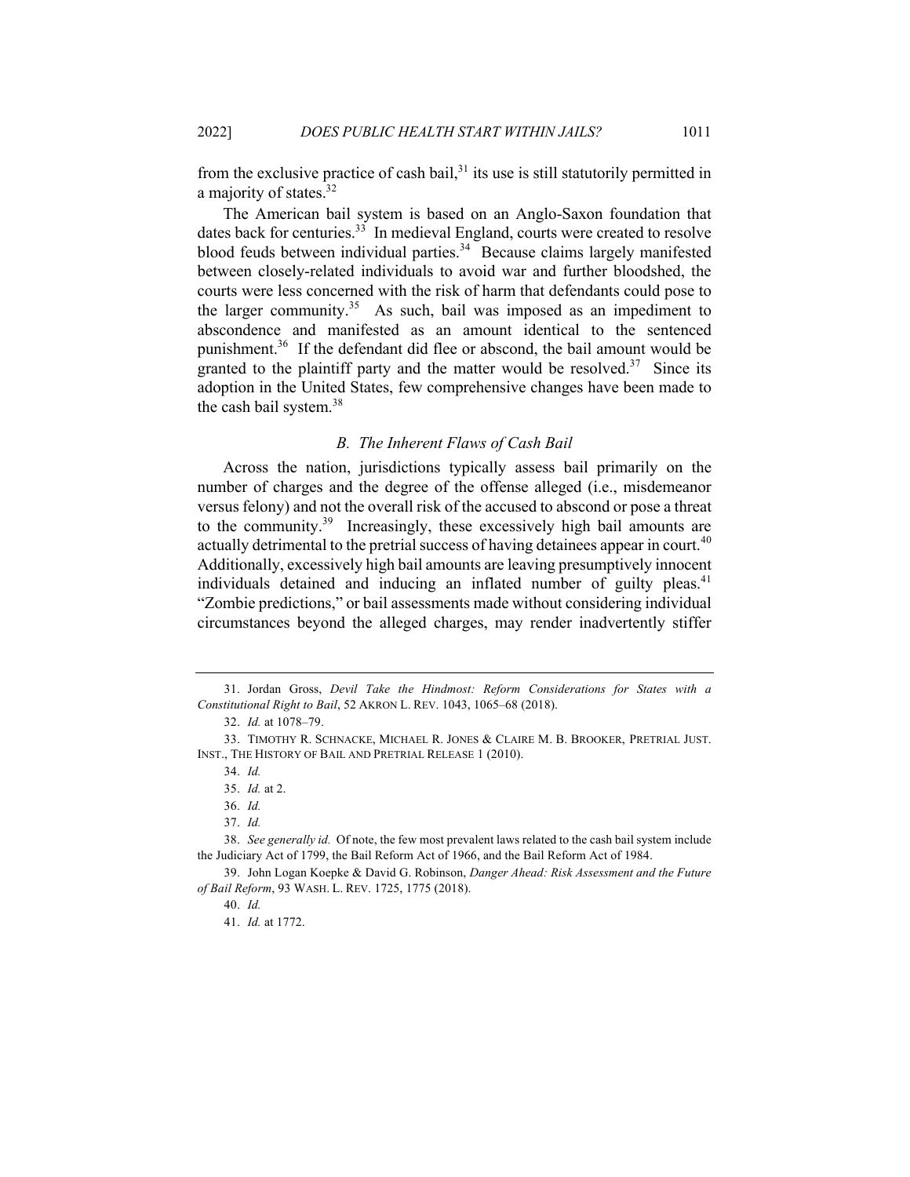from the exclusive practice of cash bail,[31] its use is still statutorily permitted in a majority of states.[32]

The American bail system is based on an Anglo-Saxon foundation that dates back for centuries.[33] In medieval England, courts were created to resolve blood feuds between individual parties.[34] Because claims largely manifested between closely-related individuals to avoid war and further bloodshed, the courts were less concerned with the risk of harm that defendants could pose to the larger community.[35] As such, bail was imposed as an impediment to abscondence and manifested as an amount identical to the sentenced punishment.[36] If the defendant did flee or abscond, the bail amount would be granted to the plaintiff party and the matter would be resolved.[37] Since its adoption in the United States, few comprehensive changes have been made to the cash bail system.[38]

### *B. The Inherent Flaws of Cash Bail*

Across the nation, jurisdictions typically assess bail primarily on the number of charges and the degree of the offense alleged (i.e., misdemeanor versus felony) and not the overall risk of the accused to abscond or pose a threat to the community.[39] Increasingly, these excessively high bail amounts are actually detrimental to the pretrial success of having detainees appear in court.[40] Additionally, excessively high bail amounts are leaving presumptively innocent individuals detained and inducing an inflated number of guilty pleas.[41] "Zombie predictions," or bail assessments made without considering individual circumstances beyond the alleged charges, may render inadvertently stiffer

---

31. Jordan Gross, *Devil Take the Hindmost: Reform Considerations for States with a Constitutional Right to Bail*, 52 AKRON L. REV. 1043, 1065–68 (2018).

32. *Id.* at 1078–79.

33. TIMOTHY R. SCHNACKE, MICHAEL R. JONES & CLAIRE M. B. BROOKER, PRETRIAL JUST. INST., THE HISTORY OF BAIL AND PRETRIAL RELEASE 1 (2010).

34. *Id.*

35. *Id.* at 2.

36. *Id.*

37. *Id.*

38. *See generally id.* Of note, the few most prevalent laws related to the cash bail system include the Judiciary Act of 1799, the Bail Reform Act of 1966, and the Bail Reform Act of 1984.

39. John Logan Koepke & David G. Robinson, *Danger Ahead: Risk Assessment and the Future of Bail Reform*, 93 WASH. L. REV. 1725, 1775 (2018).

40. *Id.*

41. *Id.* at 1772.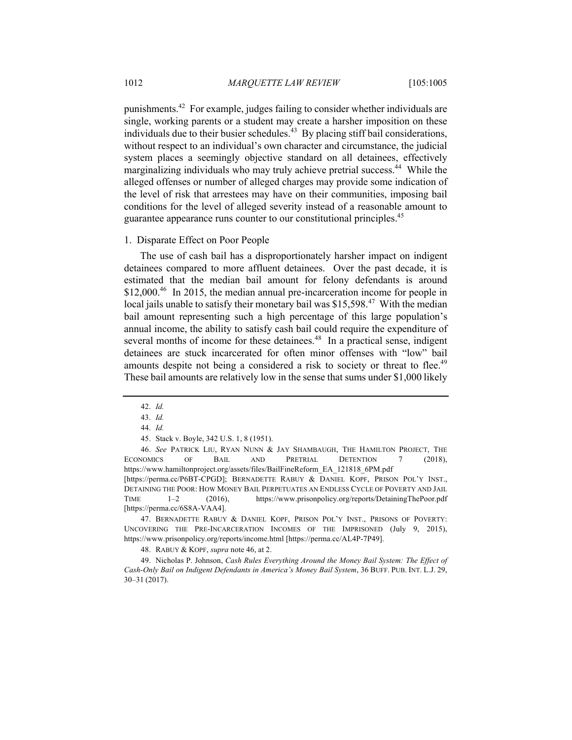punishments.[42] For example, judges failing to consider whether individuals are single, working parents or a student may create a harsher imposition on these individuals due to their busier schedules.[43] By placing stiff bail considerations, without respect to an individual's own character and circumstance, the judicial system places a seemingly objective standard on all detainees, effectively marginalizing individuals who may truly achieve pretrial success.[44] While the alleged offenses or number of alleged charges may provide some indication of the level of risk that arrestees may have on their communities, imposing bail conditions for the level of alleged severity instead of a reasonable amount to guarantee appearance runs counter to our constitutional principles.[45]

### 1. Disparate Effect on Poor People

The use of cash bail has a disproportionately harsher impact on indigent detainees compared to more affluent detainees. Over the past decade, it is estimated that the median bail amount for felony defendants is around $12,000.[46] In 2015, the median annual pre-incarceration income for people in local jails unable to satisfy their monetary bail was $15,598.[47] With the median bail amount representing such a high percentage of this large population's annual income, the ability to satisfy cash bail could require the expenditure of several months of income for these detainees.[48] In a practical sense, indigent detainees are stuck incarcerated for often minor offenses with "low" bail amounts despite not being a considered a risk to society or threat to flee.[49] These bail amounts are relatively low in the sense that sums under $1,000 likely

---

42. *Id.*

43. *Id.*

44. *Id.*

45. Stack v. Boyle, 342 U.S. 1, 8 (1951).

46. *See* PATRICK LIU, RYAN NUNN & JAY SHAMBAUGH, THE HAMILTON PROJECT, THE ECONOMICS OF BAIL AND PRETRIAL DETENTION 7 (2018), https://www.hamiltonproject.org/assets/files/BailFineReform_EA_121818_6PM.pdf [https://perma.cc/P6BT-CPGD]; BERNADETTE RABUY & DANIEL KOPF, PRISON POL'Y INST., DETAINING THE POOR: HOW MONEY BAIL PERPETUATES AN ENDLESS CYCLE OF POVERTY AND JAIL TIME 1–2 (2016), https://www.prisonpolicy.org/reports/DetainingThePoor.pdf [https://perma.cc/6S8A-VAA4].

47. BERNADETTE RABUY & DANIEL KOPF, PRISON POL'Y INST., PRISONS OF POVERTY: UNCOVERING THE PRE-INCARCERATION INCOMES OF THE IMPRISONED (July 9, 2015), https://www.prisonpolicy.org/reports/income.html [https://perma.cc/AL4P-7P49].

48. RABUY & KOPF, *supra* note 46, at 2.

49. Nicholas P. Johnson, *Cash Rules Everything Around the Money Bail System: The Effect of Cash-Only Bail on Indigent Defendants in America's Money Bail System*, 36 BUFF. PUB. INT. L.J. 29, 30–31 (2017).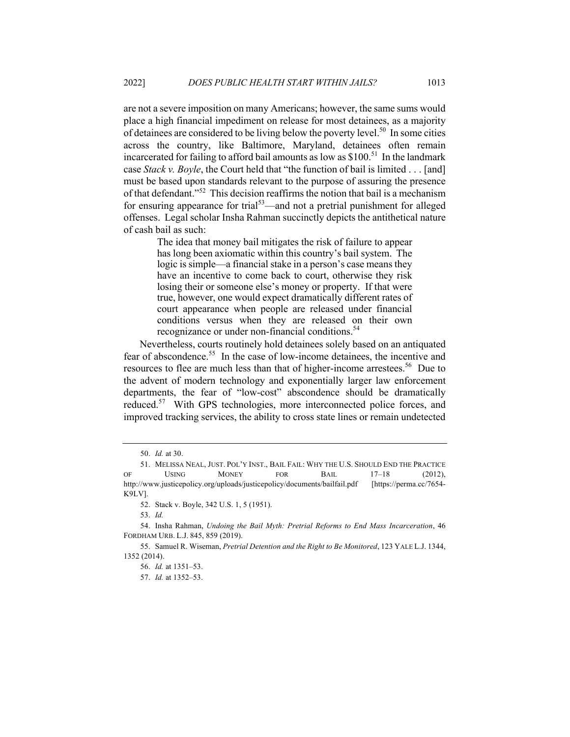are not a severe imposition on many Americans; however, the same sums would place a high financial impediment on release for most detainees, as a majority of detainees are considered to be living below the poverty level.[50] In some cities across the country, like Baltimore, Maryland, detainees often remain incarcerated for failing to afford bail amounts as low as $100.[51] In the landmark case *Stack v. Boyle*, the Court held that "the function of bail is limited . . . [and] must be based upon standards relevant to the purpose of assuring the presence of that defendant."[52] This decision reaffirms the notion that bail is a mechanism for ensuring appearance for trial[53]—and not a pretrial punishment for alleged offenses. Legal scholar Insha Rahman succinctly depicts the antithetical nature of cash bail as such:

> The idea that money bail mitigates the risk of failure to appear has long been axiomatic within this country's bail system. The logic is simple—a financial stake in a person's case means they have an incentive to come back to court, otherwise they risk losing their or someone else's money or property. If that were true, however, one would expect dramatically different rates of court appearance when people are released under financial conditions versus when they are released on their own recognizance or under non-financial conditions.[54]

Nevertheless, courts routinely hold detainees solely based on an antiquated fear of abscondence.[55] In the case of low-income detainees, the incentive and resources to flee are much less than that of higher-income arrestees.[56] Due to the advent of modern technology and exponentially larger law enforcement departments, the fear of "low-cost" abscondence should be dramatically reduced.[57] With GPS technologies, more interconnected police forces, and improved tracking services, the ability to cross state lines or remain undetected

---

50. *Id.* at 30.

51. MELISSA NEAL, JUST. POL'Y INST., BAIL FAIL: WHY THE U.S. SHOULD END THE PRACTICE OF USING MONEY FOR BAIL 17–18 (2012), http://www.justicepolicy.org/uploads/justicepolicy/documents/bailfail.pdf [https://perma.cc/7654-K9LV].

52. Stack v. Boyle, 342 U.S. 1, 5 (1951).

53. *Id.*

54. Insha Rahman, *Undoing the Bail Myth: Pretrial Reforms to End Mass Incarceration*, 46 FORDHAM URB. L.J. 845, 859 (2019).

55. Samuel R. Wiseman, *Pretrial Detention and the Right to Be Monitored*, 123 YALE L.J. 1344, 1352 (2014).

56. *Id.* at 1351–53.

57. *Id.* at 1352–53.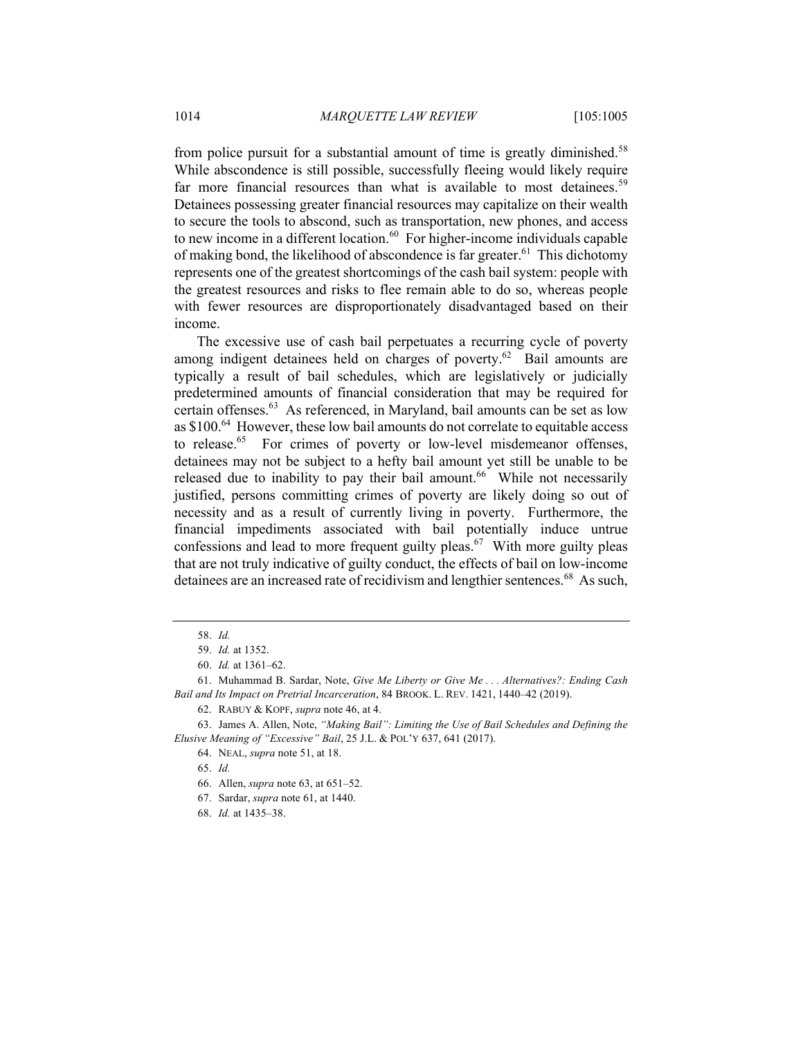from police pursuit for a substantial amount of time is greatly diminished.[58] While abscondence is still possible, successfully fleeing would likely require far more financial resources than what is available to most detainees.[59] Detainees possessing greater financial resources may capitalize on their wealth to secure the tools to abscond, such as transportation, new phones, and access to new income in a different location.[60] For higher-income individuals capable of making bond, the likelihood of abscondence is far greater.[61] This dichotomy represents one of the greatest shortcomings of the cash bail system: people with the greatest resources and risks to flee remain able to do so, whereas people with fewer resources are disproportionately disadvantaged based on their income.

The excessive use of cash bail perpetuates a recurring cycle of poverty among indigent detainees held on charges of poverty.[62] Bail amounts are typically a result of bail schedules, which are legislatively or judicially predetermined amounts of financial consideration that may be required for certain offenses.[63] As referenced, in Maryland, bail amounts can be set as low as $100.[64] However, these low bail amounts do not correlate to equitable access to release.[65] For crimes of poverty or low-level misdemeanor offenses, detainees may not be subject to a hefty bail amount yet still be unable to be released due to inability to pay their bail amount.[66] While not necessarily justified, persons committing crimes of poverty are likely doing so out of necessity and as a result of currently living in poverty. Furthermore, the financial impediments associated with bail potentially induce untrue confessions and lead to more frequent guilty pleas.[67] With more guilty pleas that are not truly indicative of guilty conduct, the effects of bail on low-income detainees are an increased rate of recidivism and lengthier sentences.[68] As such,

---

58. *Id.*

59. *Id.* at 1352.

60. *Id.* at 1361–62.

61. Muhammad B. Sardar, Note, *Give Me Liberty or Give Me . . . Alternatives?: Ending Cash Bail and Its Impact on Pretrial Incarceration*, 84 BROOK. L. REV. 1421, 1440–42 (2019).

62. RABUY & KOPF, *supra* note 46, at 4.

63. James A. Allen, Note, *"Making Bail": Limiting the Use of Bail Schedules and Defining the Elusive Meaning of "Excessive" Bail*, 25 J.L. & POL'Y 637, 641 (2017).

64. NEAL, *supra* note 51, at 18.

65. *Id.*

66. Allen, *supra* note 63, at 651–52.

67. Sardar, *supra* note 61, at 1440.

68. *Id.* at 1435–38.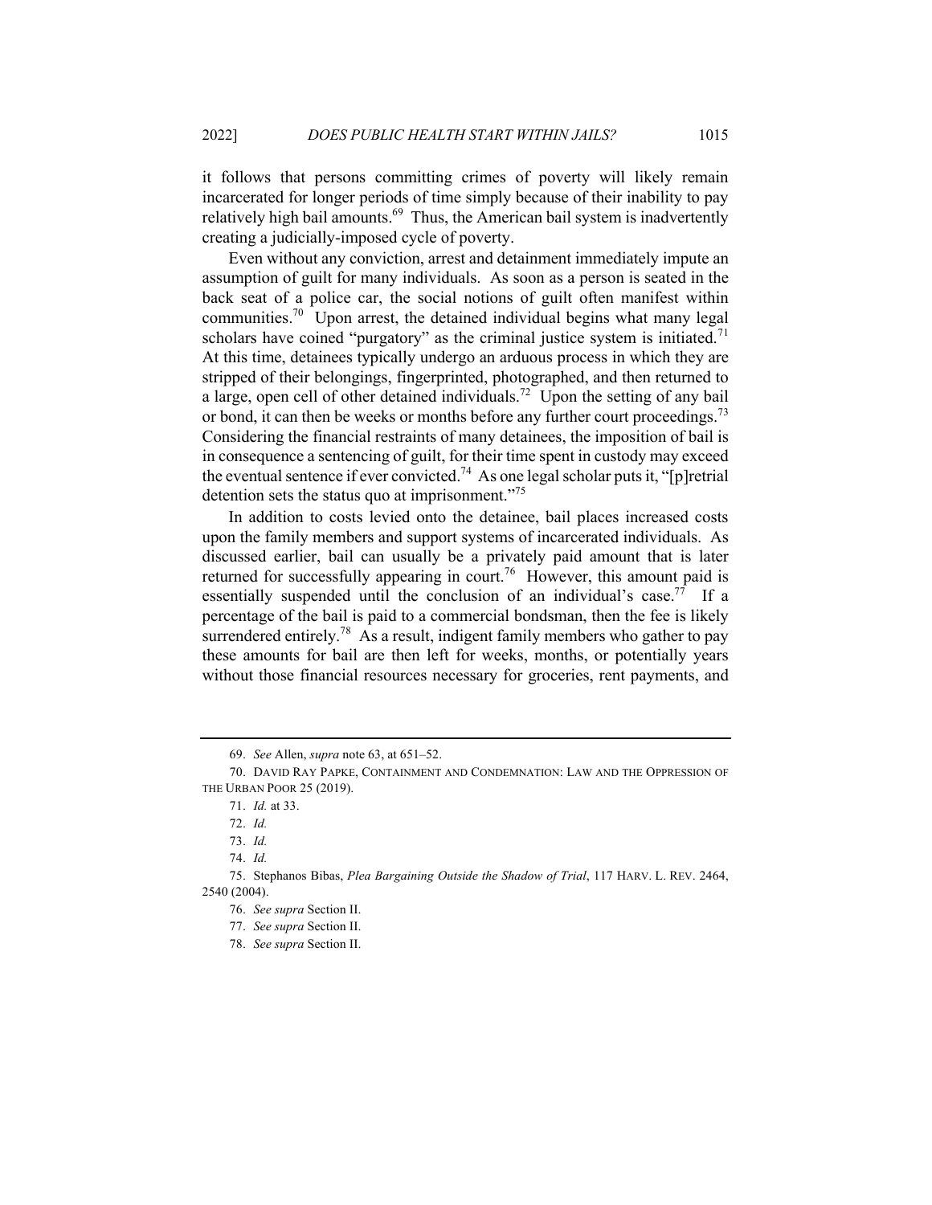it follows that persons committing crimes of poverty will likely remain incarcerated for longer periods of time simply because of their inability to pay relatively high bail amounts.[69] Thus, the American bail system is inadvertently creating a judicially-imposed cycle of poverty.

Even without any conviction, arrest and detainment immediately impute an assumption of guilt for many individuals. As soon as a person is seated in the back seat of a police car, the social notions of guilt often manifest within communities.[70] Upon arrest, the detained individual begins what many legal scholars have coined "purgatory" as the criminal justice system is initiated.[71] At this time, detainees typically undergo an arduous process in which they are stripped of their belongings, fingerprinted, photographed, and then returned to a large, open cell of other detained individuals.[72] Upon the setting of any bail or bond, it can then be weeks or months before any further court proceedings.[73] Considering the financial restraints of many detainees, the imposition of bail is in consequence a sentencing of guilt, for their time spent in custody may exceed the eventual sentence if ever convicted.[74] As one legal scholar puts it, "[p]retrial detention sets the status quo at imprisonment."[75]

In addition to costs levied onto the detainee, bail places increased costs upon the family members and support systems of incarcerated individuals. As discussed earlier, bail can usually be a privately paid amount that is later returned for successfully appearing in court.[76] However, this amount paid is essentially suspended until the conclusion of an individual's case.[77] If a percentage of the bail is paid to a commercial bondsman, then the fee is likely surrendered entirely.[78] As a result, indigent family members who gather to pay these amounts for bail are then left for weeks, months, or potentially years without those financial resources necessary for groceries, rent payments, and

---

69. *See* Allen, *supra* note 63, at 651–52.

70. DAVID RAY PAPKE, CONTAINMENT AND CONDEMNATION: LAW AND THE OPPRESSION OF THE URBAN POOR 25 (2019).

71. *Id.* at 33.

72. *Id.*

73. *Id.*

74. *Id.*

75. Stephanos Bibas, *Plea Bargaining Outside the Shadow of Trial*, 117 HARV. L. REV. 2464, 2540 (2004).

76. *See supra* Section II.

77. *See supra* Section II.

78. *See supra* Section II.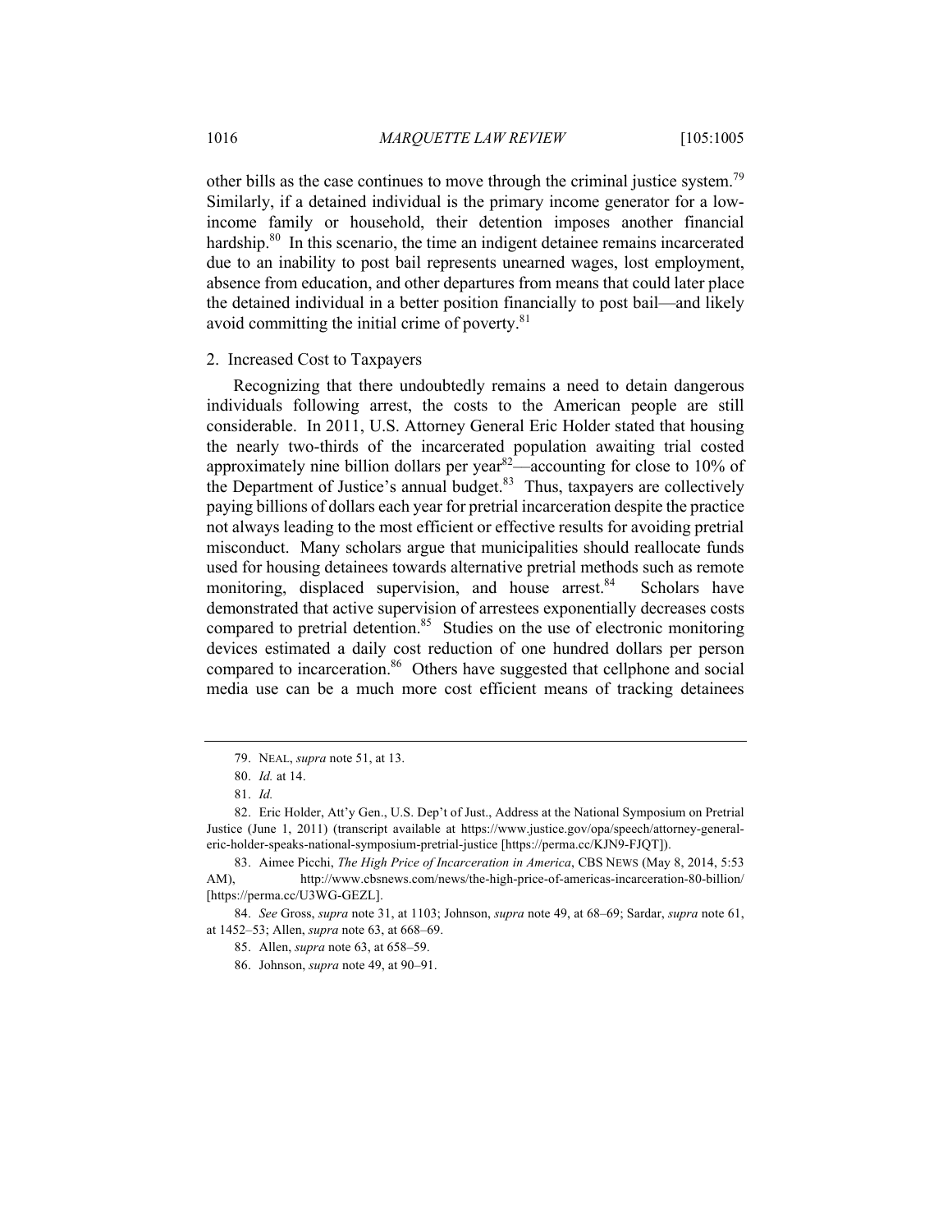other bills as the case continues to move through the criminal justice system.[79] Similarly, if a detained individual is the primary income generator for a low-income family or household, their detention imposes another financial hardship.[80] In this scenario, the time an indigent detainee remains incarcerated due to an inability to post bail represents unearned wages, lost employment, absence from education, and other departures from means that could later place the detained individual in a better position financially to post bail—and likely avoid committing the initial crime of poverty.[81]

### 2. Increased Cost to Taxpayers

Recognizing that there undoubtedly remains a need to detain dangerous individuals following arrest, the costs to the American people are still considerable. In 2011, U.S. Attorney General Eric Holder stated that housing the nearly two-thirds of the incarcerated population awaiting trial costed approximately nine billion dollars per year[82]—accounting for close to 10% of the Department of Justice's annual budget.[83] Thus, taxpayers are collectively paying billions of dollars each year for pretrial incarceration despite the practice not always leading to the most efficient or effective results for avoiding pretrial misconduct. Many scholars argue that municipalities should reallocate funds used for housing detainees towards alternative pretrial methods such as remote monitoring, displaced supervision, and house arrest.[84] Scholars have demonstrated that active supervision of arrestees exponentially decreases costs compared to pretrial detention.[85] Studies on the use of electronic monitoring devices estimated a daily cost reduction of one hundred dollars per person compared to incarceration.[86] Others have suggested that cellphone and social media use can be a much more cost efficient means of tracking detainees

---

79. NEAL, *supra* note 51, at 13.

80. *Id.* at 14.

81. *Id.*

82. Eric Holder, Att'y Gen., U.S. Dep't of Just., Address at the National Symposium on Pretrial Justice (June 1, 2011) (transcript available at https://www.justice.gov/opa/speech/attorney-general-eric-holder-speaks-national-symposium-pretrial-justice [https://perma.cc/KJN9-FJQT]).

83. Aimee Picchi, *The High Price of Incarceration in America*, CBS NEWS (May 8, 2014, 5:53 AM), http://www.cbsnews.com/news/the-high-price-of-americas-incarceration-80-billion/ [https://perma.cc/U3WG-GEZL].

84. *See* Gross, *supra* note 31, at 1103; Johnson, *supra* note 49, at 68–69; Sardar, *supra* note 61, at 1452–53; Allen, *supra* note 63, at 668–69.

85. Allen, *supra* note 63, at 658–59.

86. Johnson, *supra* note 49, at 90–91.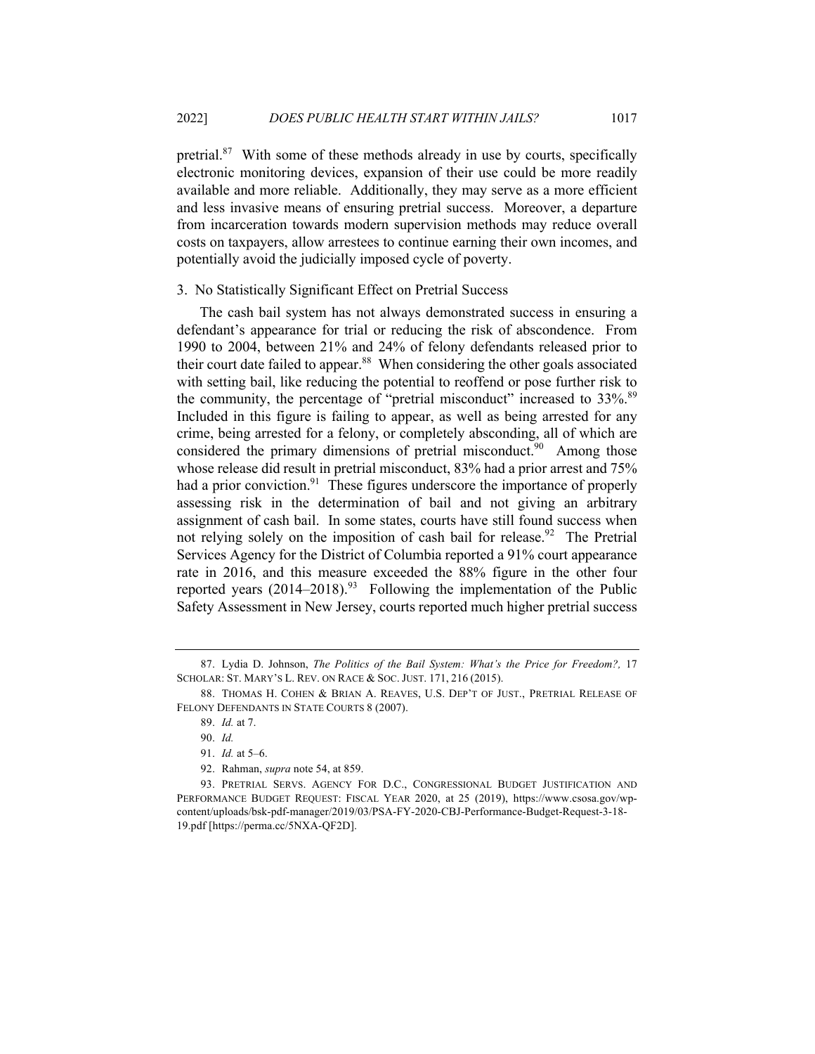pretrial.[87] With some of these methods already in use by courts, specifically electronic monitoring devices, expansion of their use could be more readily available and more reliable. Additionally, they may serve as a more efficient and less invasive means of ensuring pretrial success. Moreover, a departure from incarceration towards modern supervision methods may reduce overall costs on taxpayers, allow arrestees to continue earning their own incomes, and potentially avoid the judicially imposed cycle of poverty.

### 3. No Statistically Significant Effect on Pretrial Success

The cash bail system has not always demonstrated success in ensuring a defendant's appearance for trial or reducing the risk of abscondence. From 1990 to 2004, between 21% and 24% of felony defendants released prior to their court date failed to appear.[88] When considering the other goals associated with setting bail, like reducing the potential to reoffend or pose further risk to the community, the percentage of "pretrial misconduct" increased to 33%.[89] Included in this figure is failing to appear, as well as being arrested for any crime, being arrested for a felony, or completely absconding, all of which are considered the primary dimensions of pretrial misconduct.[90] Among those whose release did result in pretrial misconduct, 83% had a prior arrest and 75% had a prior conviction.[91] These figures underscore the importance of properly assessing risk in the determination of bail and not giving an arbitrary assignment of cash bail. In some states, courts have still found success when not relying solely on the imposition of cash bail for release.[92] The Pretrial Services Agency for the District of Columbia reported a 91% court appearance rate in 2016, and this measure exceeded the 88% figure in the other four reported years (2014–2018).[93] Following the implementation of the Public Safety Assessment in New Jersey, courts reported much higher pretrial success

---

87. Lydia D. Johnson, *The Politics of the Bail System: What's the Price for Freedom?,* 17 SCHOLAR: ST. MARY'S L. REV. ON RACE & SOC. JUST. 171, 216 (2015).

88. THOMAS H. COHEN & BRIAN A. REAVES, U.S. DEP'T OF JUST., PRETRIAL RELEASE OF FELONY DEFENDANTS IN STATE COURTS 8 (2007).

89. *Id.* at 7.

90. *Id.*

91. *Id.* at 5–6.

92. Rahman, *supra* note 54, at 859.

93. PRETRIAL SERVS. AGENCY FOR D.C., CONGRESSIONAL BUDGET JUSTIFICATION AND PERFORMANCE BUDGET REQUEST: FISCAL YEAR 2020, at 25 (2019), https://www.csosa.gov/wp-content/uploads/bsk-pdf-manager/2019/03/PSA-FY-2020-CBJ-Performance-Budget-Request-3-18-19.pdf [https://perma.cc/5NXA-QF2D].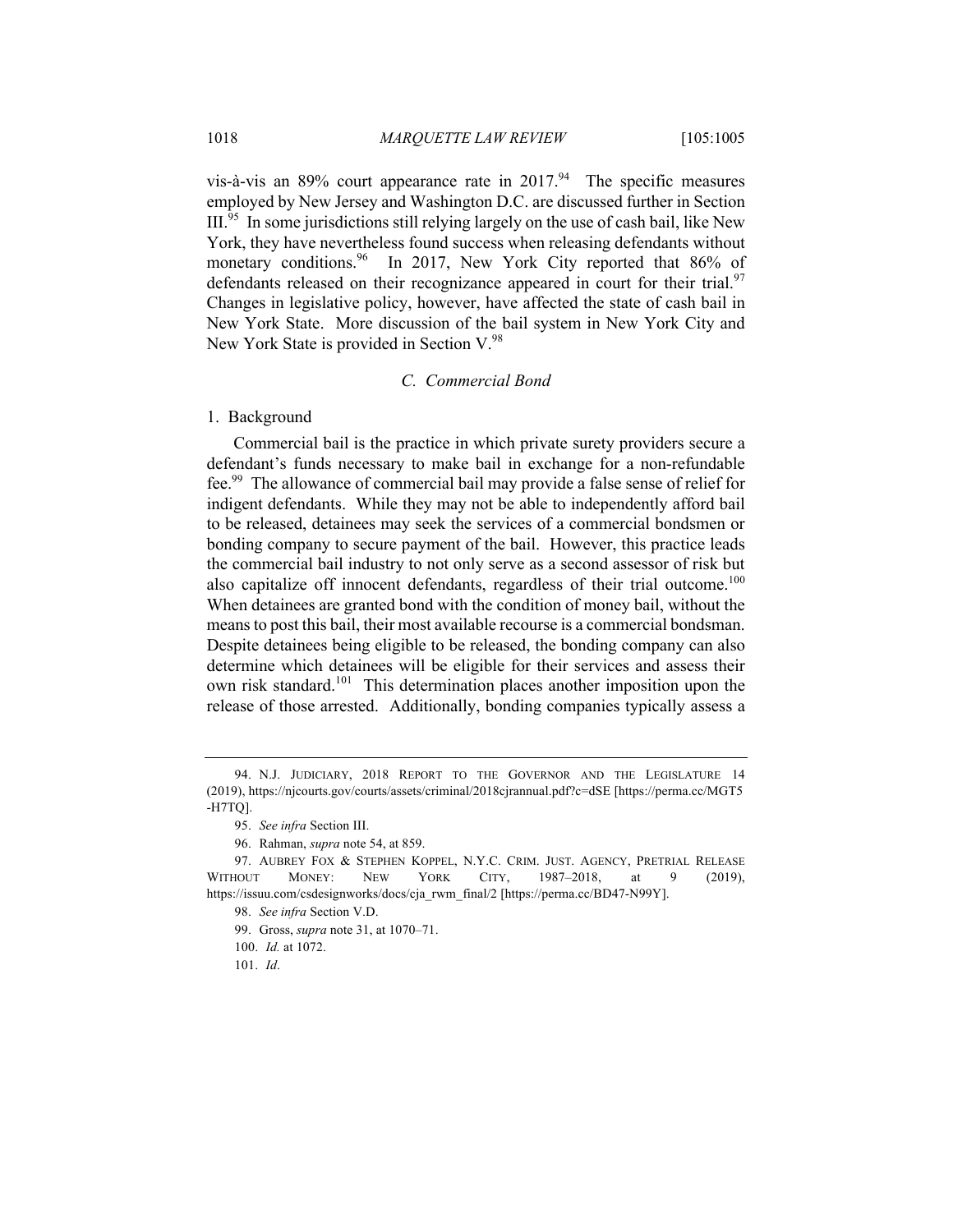vis-à-vis an 89% court appearance rate in 2017.[94] The specific measures employed by New Jersey and Washington D.C. are discussed further in Section III.[95] In some jurisdictions still relying largely on the use of cash bail, like New York, they have nevertheless found success when releasing defendants without monetary conditions.[96] In 2017, New York City reported that 86% of defendants released on their recognizance appeared in court for their trial.[97] Changes in legislative policy, however, have affected the state of cash bail in New York State. More discussion of the bail system in New York City and New York State is provided in Section V.[98]

### *C. Commercial Bond*

#### 1. Background

Commercial bail is the practice in which private surety providers secure a defendant's funds necessary to make bail in exchange for a non-refundable fee.[99] The allowance of commercial bail may provide a false sense of relief for indigent defendants. While they may not be able to independently afford bail to be released, detainees may seek the services of a commercial bondsmen or bonding company to secure payment of the bail. However, this practice leads the commercial bail industry to not only serve as a second assessor of risk but also capitalize off innocent defendants, regardless of their trial outcome.[100] When detainees are granted bond with the condition of money bail, without the means to post this bail, their most available recourse is a commercial bondsman. Despite detainees being eligible to be released, the bonding company can also determine which detainees will be eligible for their services and assess their own risk standard.[101] This determination places another imposition upon the release of those arrested. Additionally, bonding companies typically assess a

---

94. N.J. JUDICIARY, 2018 REPORT TO THE GOVERNOR AND THE LEGISLATURE 14 (2019), https://njcourts.gov/courts/assets/criminal/2018cjrannual.pdf?c=dSE [https://perma.cc/MGT5-H7TQ].

95. *See infra* Section III.

96. Rahman, *supra* note 54, at 859.

97. AUBREY FOX & STEPHEN KOPPEL, N.Y.C. CRIM. JUST. AGENCY, PRETRIAL RELEASE WITHOUT MONEY: NEW YORK CITY, 1987–2018, at 9 (2019), https://issuu.com/csdesignworks/docs/cja_rwm_final/2 [https://perma.cc/BD47-N99Y].

98. *See infra* Section V.D.

99. Gross, *supra* note 31, at 1070–71.

100. *Id.* at 1072.

101. *Id*.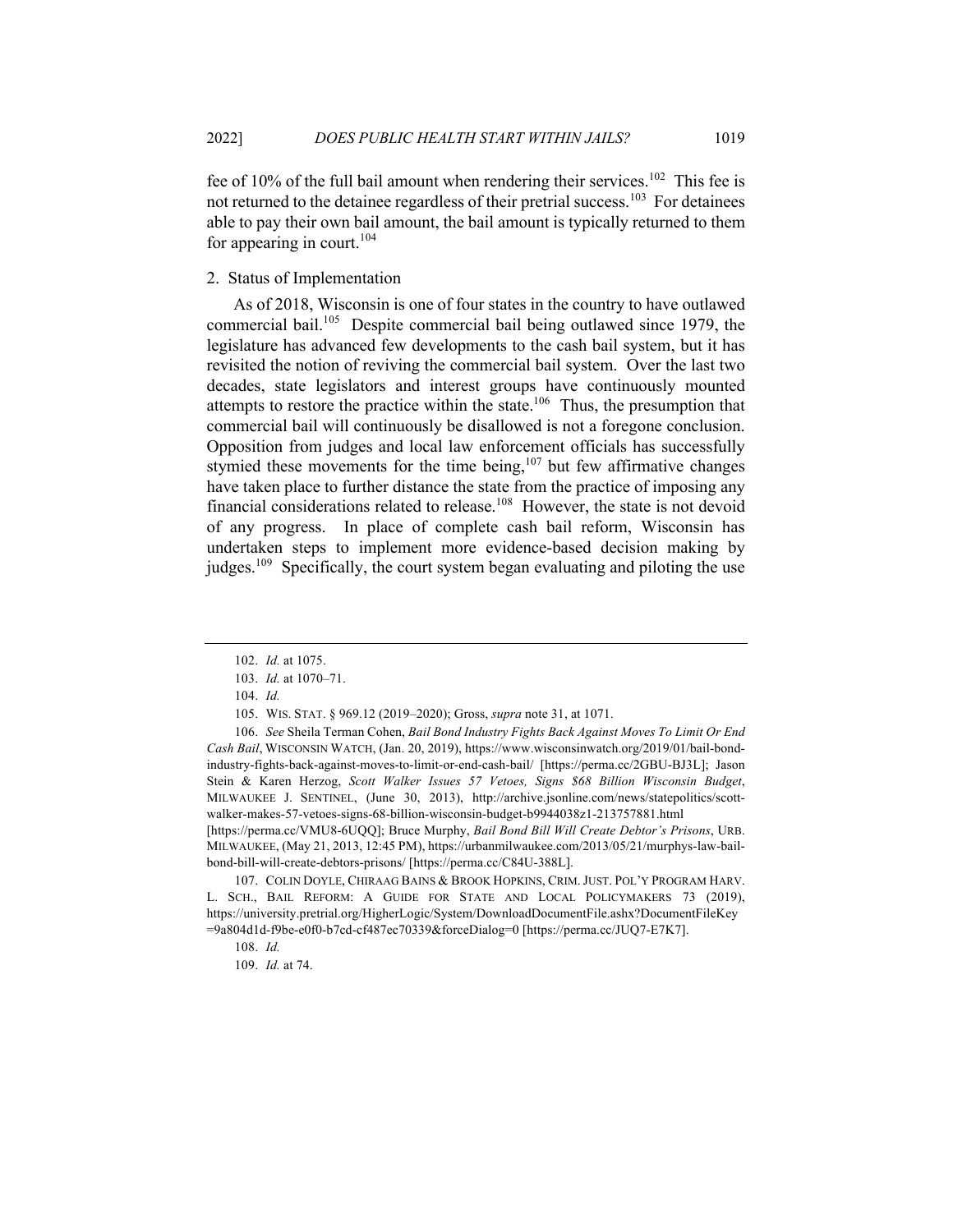fee of 10% of the full bail amount when rendering their services.[102] This fee is not returned to the detainee regardless of their pretrial success.[103] For detainees able to pay their own bail amount, the bail amount is typically returned to them for appearing in court.[104]

### 2. Status of Implementation

As of 2018, Wisconsin is one of four states in the country to have outlawed commercial bail.[105] Despite commercial bail being outlawed since 1979, the legislature has advanced few developments to the cash bail system, but it has revisited the notion of reviving the commercial bail system. Over the last two decades, state legislators and interest groups have continuously mounted attempts to restore the practice within the state.[106] Thus, the presumption that commercial bail will continuously be disallowed is not a foregone conclusion. Opposition from judges and local law enforcement officials has successfully stymied these movements for the time being,[107] but few affirmative changes have taken place to further distance the state from the practice of imposing any financial considerations related to release.[108] However, the state is not devoid of any progress. In place of complete cash bail reform, Wisconsin has undertaken steps to implement more evidence-based decision making by judges.[109] Specifically, the court system began evaluating and piloting the use

---

102. *Id.* at 1075.

103. *Id.* at 1070–71.

104. *Id.*

105. WIS. STAT. § 969.12 (2019–2020); Gross, *supra* note 31, at 1071.

106. *See* Sheila Terman Cohen, *Bail Bond Industry Fights Back Against Moves To Limit Or End Cash Bail*, WISCONSIN WATCH, (Jan. 20, 2019), https://www.wisconsinwatch.org/2019/01/bail-bond-industry-fights-back-against-moves-to-limit-or-end-cash-bail/ [https://perma.cc/2GBU-BJ3L]; Jason Stein & Karen Herzog, *Scott Walker Issues 57 Vetoes, Signs $68 Billion Wisconsin Budget*, MILWAUKEE J. SENTINEL, (June 30, 2013), http://archive.jsonline.com/news/statepolitics/scott-walker-makes-57-vetoes-signs-68-billion-wisconsin-budget-b9944038z1-213757881.html [https://perma.cc/VMU8-6UQQ]; Bruce Murphy, *Bail Bond Bill Will Create Debtor's Prisons*, URB. MILWAUKEE, (May 21, 2013, 12:45 PM), https://urbanmilwaukee.com/2013/05/21/murphys-law-bail-bond-bill-will-create-debtors-prisons/ [https://perma.cc/C84U-388L].

107. COLIN DOYLE, CHIRAAG BAINS & BROOK HOPKINS, CRIM. JUST. POL'Y PROGRAM HARV. L. SCH., BAIL REFORM: A GUIDE FOR STATE AND LOCAL POLICYMAKERS 73 (2019), https://university.pretrial.org/HigherLogic/System/DownloadDocumentFile.ashx?DocumentFileKey=9a804d1d-f9be-e0f0-b7cd-cf487ec70339&forceDialog=0 [https://perma.cc/JUQ7-E7K7].

108. *Id.*

109. *Id.* at 74.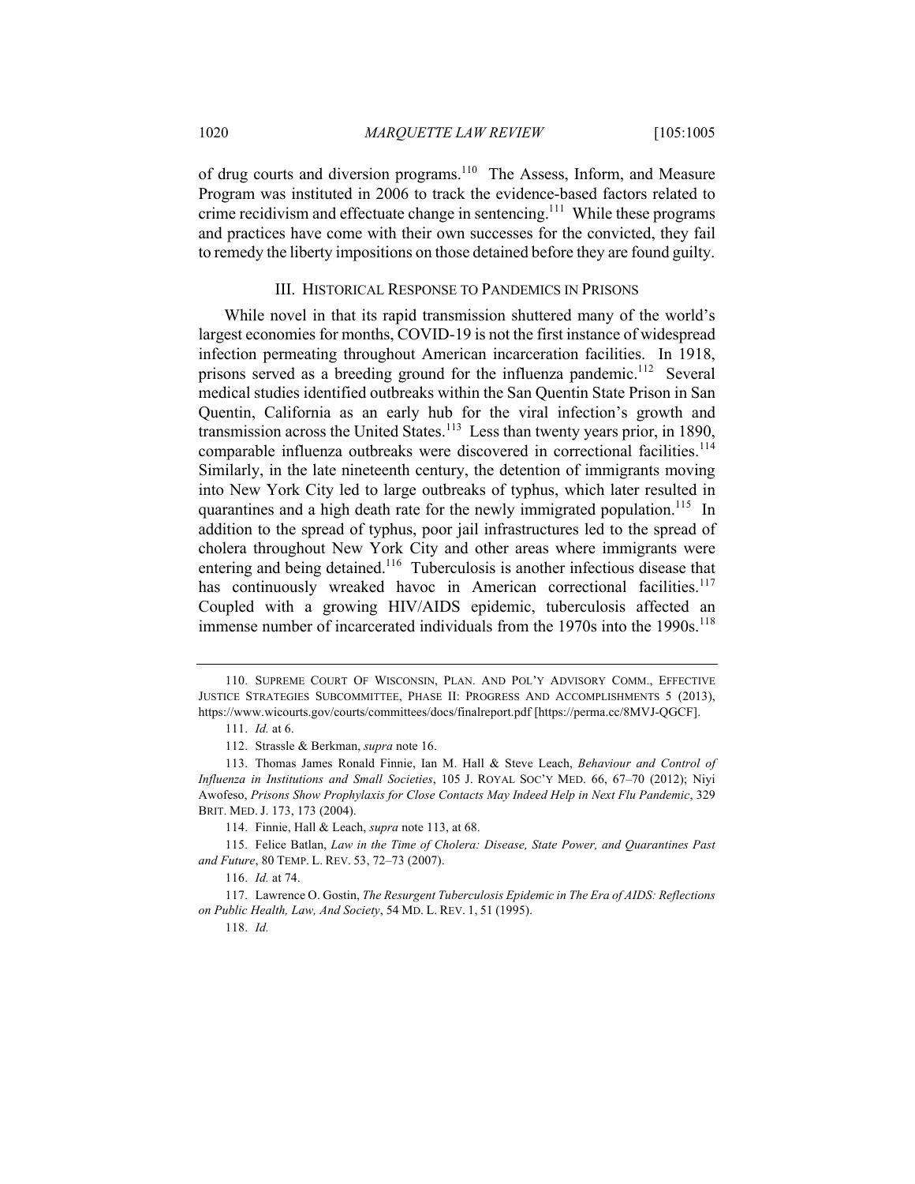of drug courts and diversion programs.[110] The Assess, Inform, and Measure Program was instituted in 2006 to track the evidence-based factors related to crime recidivism and effectuate change in sentencing.[111] While these programs and practices have come with their own successes for the convicted, they fail to remedy the liberty impositions on those detained before they are found guilty.

## III. HISTORICAL RESPONSE TO PANDEMICS IN PRISONS

While novel in that its rapid transmission shuttered many of the world's largest economies for months, COVID-19 is not the first instance of widespread infection permeating throughout American incarceration facilities. In 1918, prisons served as a breeding ground for the influenza pandemic.[112] Several medical studies identified outbreaks within the San Quentin State Prison in San Quentin, California as an early hub for the viral infection's growth and transmission across the United States.[113] Less than twenty years prior, in 1890, comparable influenza outbreaks were discovered in correctional facilities.[114] Similarly, in the late nineteenth century, the detention of immigrants moving into New York City led to large outbreaks of typhus, which later resulted in quarantines and a high death rate for the newly immigrated population.[115] In addition to the spread of typhus, poor jail infrastructures led to the spread of cholera throughout New York City and other areas where immigrants were entering and being detained.[116] Tuberculosis is another infectious disease that has continuously wreaked havoc in American correctional facilities.[117] Coupled with a growing HIV/AIDS epidemic, tuberculosis affected an immense number of incarcerated individuals from the 1970s into the 1990s.[118]

---

110. SUPREME COURT OF WISCONSIN, PLAN. AND POL'Y ADVISORY COMM., EFFECTIVE JUSTICE STRATEGIES SUBCOMMITTEE, PHASE II: PROGRESS AND ACCOMPLISHMENTS 5 (2013), https://www.wicourts.gov/courts/committees/docs/finalreport.pdf [https://perma.cc/8MVJ-QGCF].

111. *Id.* at 6.

112. Strassle & Berkman, *supra* note 16.

113. Thomas James Ronald Finnie, Ian M. Hall & Steve Leach, *Behaviour and Control of Influenza in Institutions and Small Societies*, 105 J. ROYAL SOC'Y MED. 66, 67–70 (2012); Niyi Awofeso, *Prisons Show Prophylaxis for Close Contacts May Indeed Help in Next Flu Pandemic*, 329 BRIT. MED. J. 173, 173 (2004).

114. Finnie, Hall & Leach, *supra* note 113, at 68.

115. Felice Batlan, *Law in the Time of Cholera: Disease, State Power, and Quarantines Past and Future*, 80 TEMP. L. REV. 53, 72–73 (2007).

116. *Id.* at 74.

117. Lawrence O. Gostin, *The Resurgent Tuberculosis Epidemic in The Era of AIDS: Reflections on Public Health, Law, And Society*, 54 MD. L. REV. 1, 51 (1995).

118. *Id.*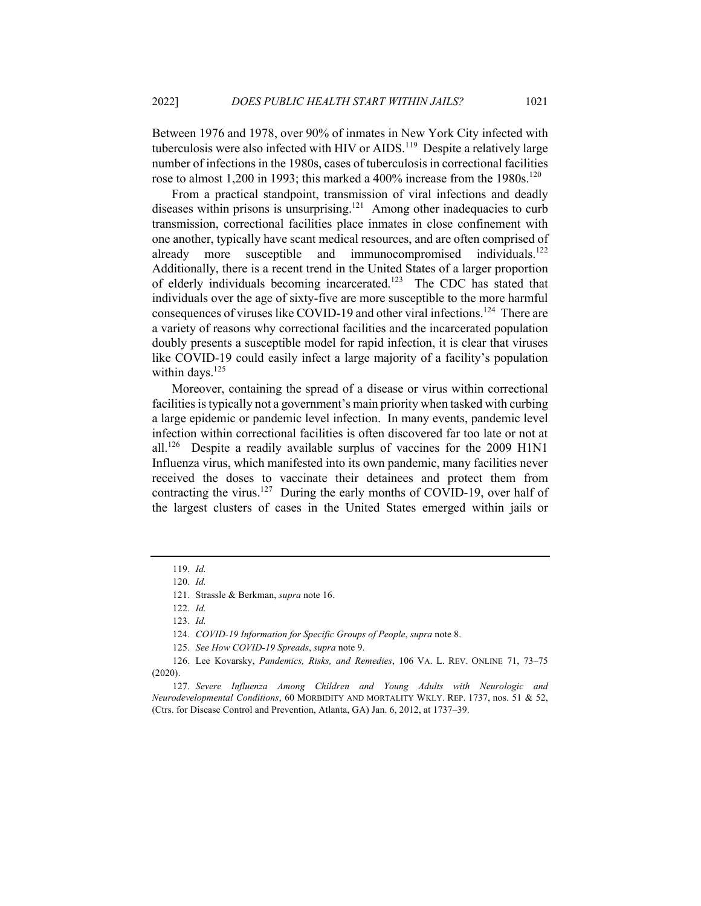Between 1976 and 1978, over 90% of inmates in New York City infected with tuberculosis were also infected with HIV or AIDS.[119] Despite a relatively large number of infections in the 1980s, cases of tuberculosis in correctional facilities rose to almost 1,200 in 1993; this marked a 400% increase from the 1980s.[120]

From a practical standpoint, transmission of viral infections and deadly diseases within prisons is unsurprising.[121] Among other inadequacies to curb transmission, correctional facilities place inmates in close confinement with one another, typically have scant medical resources, and are often comprised of already more susceptible and immunocompromised individuals.[122] Additionally, there is a recent trend in the United States of a larger proportion of elderly individuals becoming incarcerated.[123] The CDC has stated that individuals over the age of sixty-five are more susceptible to the more harmful consequences of viruses like COVID-19 and other viral infections.[124] There are a variety of reasons why correctional facilities and the incarcerated population doubly presents a susceptible model for rapid infection, it is clear that viruses like COVID-19 could easily infect a large majority of a facility's population within days.[125]

Moreover, containing the spread of a disease or virus within correctional facilities is typically not a government's main priority when tasked with curbing a large epidemic or pandemic level infection. In many events, pandemic level infection within correctional facilities is often discovered far too late or not at all.[126] Despite a readily available surplus of vaccines for the 2009 H1N1 Influenza virus, which manifested into its own pandemic, many facilities never received the doses to vaccinate their detainees and protect them from contracting the virus.[127] During the early months of COVID-19, over half of the largest clusters of cases in the United States emerged within jails or

---

119. *Id.*

120. *Id.*

121. Strassle & Berkman, *supra* note 16.

122. *Id.*

123. *Id.*

124. *COVID-19 Information for Specific Groups of People*, *supra* note 8.

125. *See How COVID-19 Spreads*, *supra* note 9.

126. Lee Kovarsky, *Pandemics, Risks, and Remedies*, 106 VA. L. REV. ONLINE 71, 73–75 (2020).

127. *Severe Influenza Among Children and Young Adults with Neurologic and Neurodevelopmental Conditions*, 60 MORBIDITY AND MORTALITY WKLY. REP. 1737, nos. 51 & 52, (Ctrs. for Disease Control and Prevention, Atlanta, GA) Jan. 6, 2012, at 1737–39.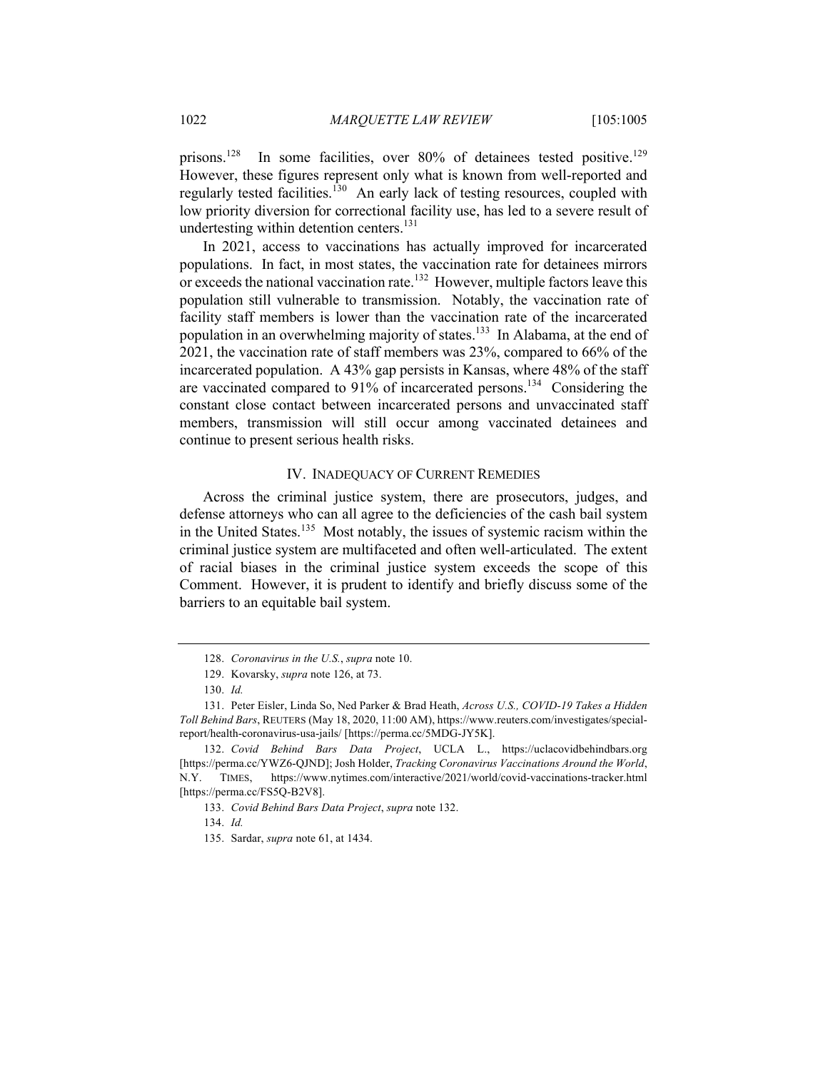prisons.[128] In some facilities, over 80% of detainees tested positive.[129] However, these figures represent only what is known from well-reported and regularly tested facilities.[130] An early lack of testing resources, coupled with low priority diversion for correctional facility use, has led to a severe result of undertesting within detention centers.[131]

In 2021, access to vaccinations has actually improved for incarcerated populations. In fact, in most states, the vaccination rate for detainees mirrors or exceeds the national vaccination rate.[132] However, multiple factors leave this population still vulnerable to transmission. Notably, the vaccination rate of facility staff members is lower than the vaccination rate of the incarcerated population in an overwhelming majority of states.[133] In Alabama, at the end of 2021, the vaccination rate of staff members was 23%, compared to 66% of the incarcerated population. A 43% gap persists in Kansas, where 48% of the staff are vaccinated compared to 91% of incarcerated persons.[134] Considering the constant close contact between incarcerated persons and unvaccinated staff members, transmission will still occur among vaccinated detainees and continue to present serious health risks.

## IV. INADEQUACY OF CURRENT REMEDIES

Across the criminal justice system, there are prosecutors, judges, and defense attorneys who can all agree to the deficiencies of the cash bail system in the United States.[135] Most notably, the issues of systemic racism within the criminal justice system are multifaceted and often well-articulated. The extent of racial biases in the criminal justice system exceeds the scope of this Comment. However, it is prudent to identify and briefly discuss some of the barriers to an equitable bail system.

---

128. *Coronavirus in the U.S.*, *supra* note 10.

129. Kovarsky, *supra* note 126, at 73.

130. *Id.*

131. Peter Eisler, Linda So, Ned Parker & Brad Heath, *Across U.S., COVID-19 Takes a Hidden Toll Behind Bars*, REUTERS (May 18, 2020, 11:00 AM), https://www.reuters.com/investigates/special-report/health-coronavirus-usa-jails/ [https://perma.cc/5MDG-JY5K].

132. *Covid Behind Bars Data Project*, UCLA L., https://uclacovidbehindbars.org [https://perma.cc/YWZ6-QJND]; Josh Holder, *Tracking Coronavirus Vaccinations Around the World*, N.Y. TIMES, https://www.nytimes.com/interactive/2021/world/covid-vaccinations-tracker.html [https://perma.cc/FS5Q-B2V8].

133. *Covid Behind Bars Data Project*, *supra* note 132.

134. *Id.*

135. Sardar, *supra* note 61, at 1434.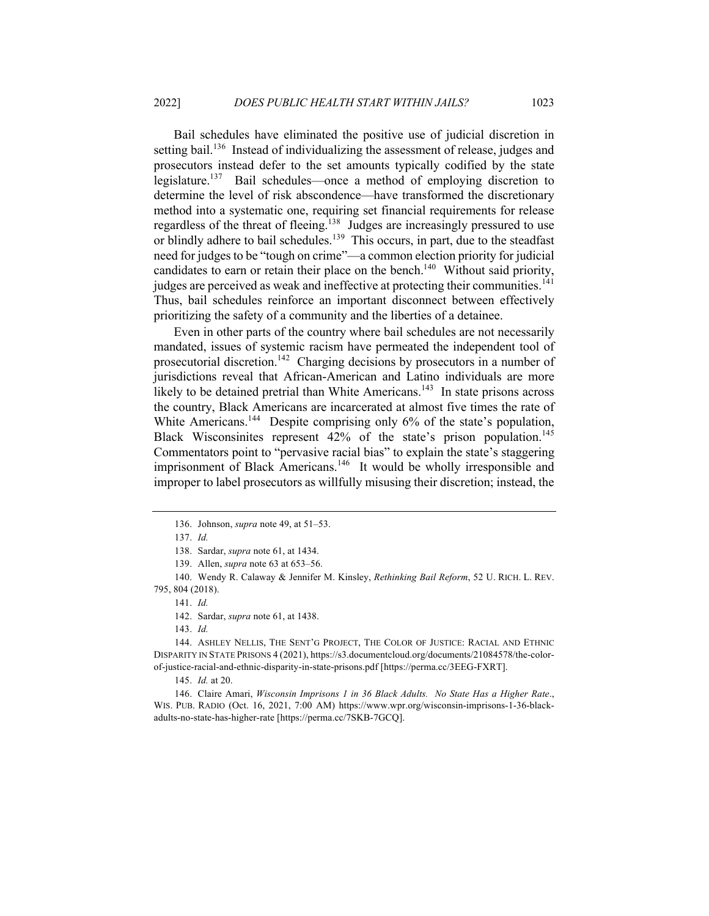Bail schedules have eliminated the positive use of judicial discretion in setting bail.[136] Instead of individualizing the assessment of release, judges and prosecutors instead defer to the set amounts typically codified by the state legislature.[137] Bail schedules—once a method of employing discretion to determine the level of risk abscondence—have transformed the discretionary method into a systematic one, requiring set financial requirements for release regardless of the threat of fleeing.[138] Judges are increasingly pressured to use or blindly adhere to bail schedules.[139] This occurs, in part, due to the steadfast need for judges to be "tough on crime"—a common election priority for judicial candidates to earn or retain their place on the bench.[140] Without said priority, judges are perceived as weak and ineffective at protecting their communities.[141] Thus, bail schedules reinforce an important disconnect between effectively prioritizing the safety of a community and the liberties of a detainee.

Even in other parts of the country where bail schedules are not necessarily mandated, issues of systemic racism have permeated the independent tool of prosecutorial discretion.[142] Charging decisions by prosecutors in a number of jurisdictions reveal that African-American and Latino individuals are more likely to be detained pretrial than White Americans.[143] In state prisons across the country, Black Americans are incarcerated at almost five times the rate of White Americans.[144] Despite comprising only 6% of the state's population, Black Wisconsinites represent 42% of the state's prison population.[145] Commentators point to "pervasive racial bias" to explain the state's staggering imprisonment of Black Americans.[146] It would be wholly irresponsible and improper to label prosecutors as willfully misusing their discretion; instead, the

---

136. Johnson, *supra* note 49, at 51–53.

137. *Id.*

138. Sardar, *supra* note 61, at 1434.

139. Allen, *supra* note 63 at 653–56.

140. Wendy R. Calaway & Jennifer M. Kinsley, *Rethinking Bail Reform*, 52 U. RICH. L. REV. 795, 804 (2018).

141. *Id.*

142. Sardar, *supra* note 61, at 1438.

143. *Id.*

144. ASHLEY NELLIS, THE SENT'G PROJECT, THE COLOR OF JUSTICE: RACIAL AND ETHNIC DISPARITY IN STATE PRISONS 4 (2021), https://s3.documentcloud.org/documents/21084578/the-color-of-justice-racial-and-ethnic-disparity-in-state-prisons.pdf [https://perma.cc/3EEG-FXRT].

145. *Id.* at 20.

146. Claire Amari, *Wisconsin Imprisons 1 in 36 Black Adults. No State Has a Higher Rate.*, WIS. PUB. RADIO (Oct. 16, 2021, 7:00 AM) https://www.wpr.org/wisconsin-imprisons-1-36-black-adults-no-state-has-higher-rate [https://perma.cc/7SKB-7GCQ].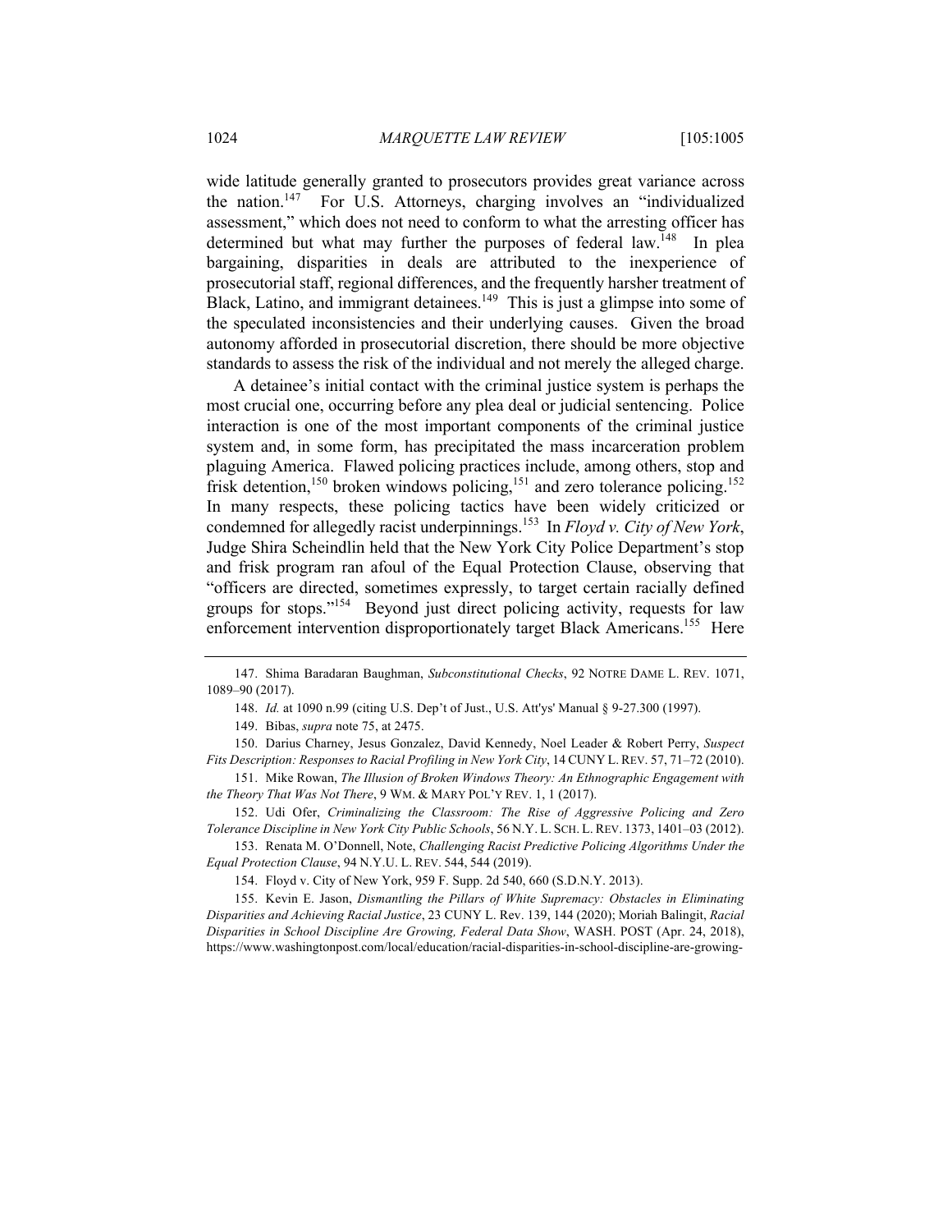wide latitude generally granted to prosecutors provides great variance across the nation.[147] For U.S. Attorneys, charging involves an "individualized assessment," which does not need to conform to what the arresting officer has determined but what may further the purposes of federal law.[148] In plea bargaining, disparities in deals are attributed to the inexperience of prosecutorial staff, regional differences, and the frequently harsher treatment of Black, Latino, and immigrant detainees.[149] This is just a glimpse into some of the speculated inconsistencies and their underlying causes. Given the broad autonomy afforded in prosecutorial discretion, there should be more objective standards to assess the risk of the individual and not merely the alleged charge.

A detainee's initial contact with the criminal justice system is perhaps the most crucial one, occurring before any plea deal or judicial sentencing. Police interaction is one of the most important components of the criminal justice system and, in some form, has precipitated the mass incarceration problem plaguing America. Flawed policing practices include, among others, stop and frisk detention,[150] broken windows policing,[151] and zero tolerance policing.[152] In many respects, these policing tactics have been widely criticized or condemned for allegedly racist underpinnings.[153] In *Floyd v. City of New York*, Judge Shira Scheindlin held that the New York City Police Department's stop and frisk program ran afoul of the Equal Protection Clause, observing that "officers are directed, sometimes expressly, to target certain racially defined groups for stops."[154] Beyond just direct policing activity, requests for law enforcement intervention disproportionately target Black Americans.[155] Here

---

147. Shima Baradaran Baughman, *Subconstitutional Checks*, 92 NOTRE DAME L. REV. 1071, 1089–90 (2017).

148. *Id.* at 1090 n.99 (citing U.S. Dep't of Just., U.S. Att'ys' Manual § 9-27.300 (1997).

149. Bibas, *supra* note 75, at 2475.

150. Darius Charney, Jesus Gonzalez, David Kennedy, Noel Leader & Robert Perry, *Suspect Fits Description: Responses to Racial Profiling in New York City*, 14 CUNY L. REV. 57, 71–72 (2010).

151. Mike Rowan, *The Illusion of Broken Windows Theory: An Ethnographic Engagement with the Theory That Was Not There*, 9 WM. & MARY POL'Y REV. 1, 1 (2017).

152. Udi Ofer, *Criminalizing the Classroom: The Rise of Aggressive Policing and Zero Tolerance Discipline in New York City Public Schools*, 56 N.Y. L. SCH. L. REV. 1373, 1401–03 (2012).

153. Renata M. O'Donnell, Note, *Challenging Racist Predictive Policing Algorithms Under the Equal Protection Clause*, 94 N.Y.U. L. REV. 544, 544 (2019).

154. Floyd v. City of New York, 959 F. Supp. 2d 540, 660 (S.D.N.Y. 2013).

155. Kevin E. Jason, *Dismantling the Pillars of White Supremacy: Obstacles in Eliminating Disparities and Achieving Racial Justice*, 23 CUNY L. Rev. 139, 144 (2020); Moriah Balingit, *Racial Disparities in School Discipline Are Growing, Federal Data Show*, WASH. POST (Apr. 24, 2018), https://www.washingtonpost.com/local/education/racial-disparities-in-school-discipline-are-growing-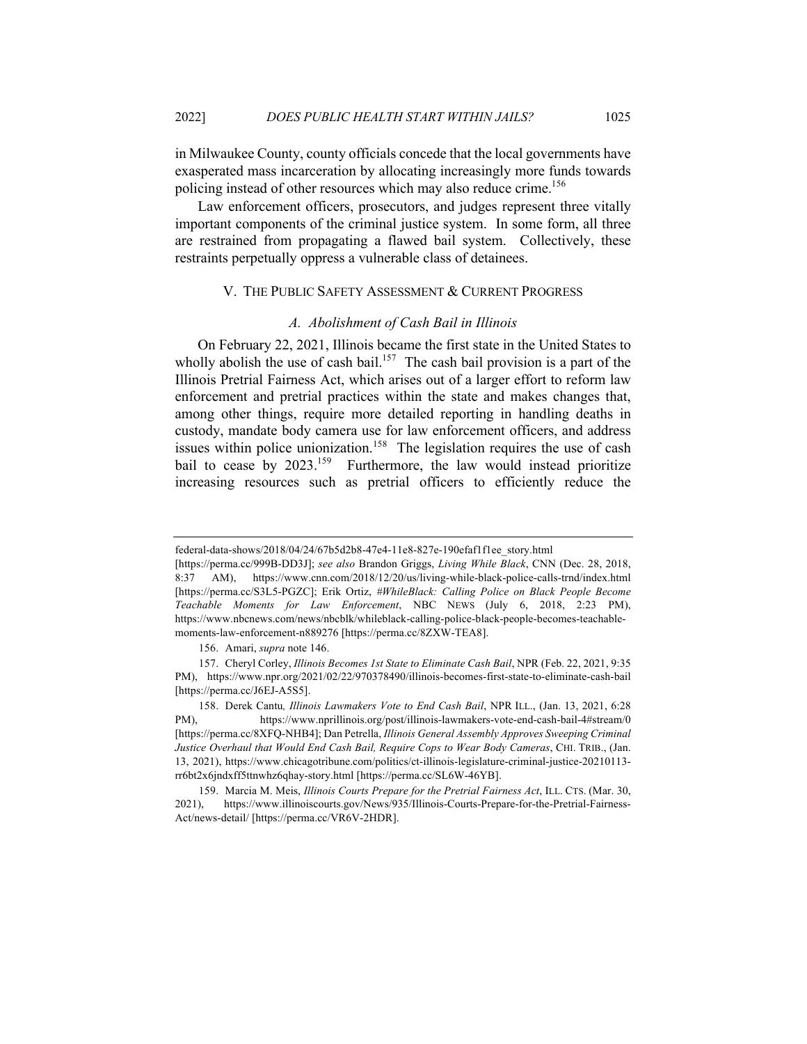in Milwaukee County, county officials concede that the local governments have exasperated mass incarceration by allocating increasingly more funds towards policing instead of other resources which may also reduce crime.[156]

Law enforcement officers, prosecutors, and judges represent three vitally important components of the criminal justice system. In some form, all three are restrained from propagating a flawed bail system. Collectively, these restraints perpetually oppress a vulnerable class of detainees.

## V. THE PUBLIC SAFETY ASSESSMENT & CURRENT PROGRESS

### *A. Abolishment of Cash Bail in Illinois*

On February 22, 2021, Illinois became the first state in the United States to wholly abolish the use of cash bail.[157] The cash bail provision is a part of the Illinois Pretrial Fairness Act, which arises out of a larger effort to reform law enforcement and pretrial practices within the state and makes changes that, among other things, require more detailed reporting in handling deaths in custody, mandate body camera use for law enforcement officers, and address issues within police unionization.[158] The legislation requires the use of cash bail to cease by 2023.[159] Furthermore, the law would instead prioritize increasing resources such as pretrial officers to efficiently reduce the

---

federal-data-shows/2018/04/24/67b5d2b8-47e4-11e8-827e-190efaf1f1ee_story.html [https://perma.cc/999B-DD3J]; *see also* Brandon Griggs, *Living While Black*, CNN (Dec. 28, 2018, 8:37 AM), https://www.cnn.com/2018/12/20/us/living-while-black-police-calls-trnd/index.html [https://perma.cc/S3L5-PGZC]; Erik Ortiz, *#WhileBlack: Calling Police on Black People Become Teachable Moments for Law Enforcement*, NBC NEWS (July 6, 2018, 2:23 PM), https://www.nbcnews.com/news/nbcblk/whileblack-calling-police-black-people-becomes-teachable-moments-law-enforcement-n889276 [https://perma.cc/8ZXW-TEA8].

156. Amari, *supra* note 146.

157. Cheryl Corley, *Illinois Becomes 1st State to Eliminate Cash Bail*, NPR (Feb. 22, 2021, 9:35 PM), https://www.npr.org/2021/02/22/970378490/illinois-becomes-first-state-to-eliminate-cash-bail [https://perma.cc/J6EJ-A5S5].

158. Derek Cantu*, Illinois Lawmakers Vote to End Cash Bail*, NPR ILL., (Jan. 13, 2021, 6:28 PM), https://www.nprillinois.org/post/illinois-lawmakers-vote-end-cash-bail-4#stream/0 [https://perma.cc/8XFQ-NHB4]; Dan Petrella, *Illinois General Assembly Approves Sweeping Criminal Justice Overhaul that Would End Cash Bail, Require Cops to Wear Body Cameras*, CHI. TRIB., (Jan. 13, 2021), https://www.chicagotribune.com/politics/ct-illinois-legislature-criminal-justice-20210113-rr6bt2x6jndxff5ttnwhz6qhay-story.html [https://perma.cc/SL6W-46YB].

159. Marcia M. Meis, *Illinois Courts Prepare for the Pretrial Fairness Act*, ILL. CTS. (Mar. 30, 2021), https://www.illinoiscourts.gov/News/935/Illinois-Courts-Prepare-for-the-Pretrial-Fairness-Act/news-detail/ [https://perma.cc/VR6V-2HDR].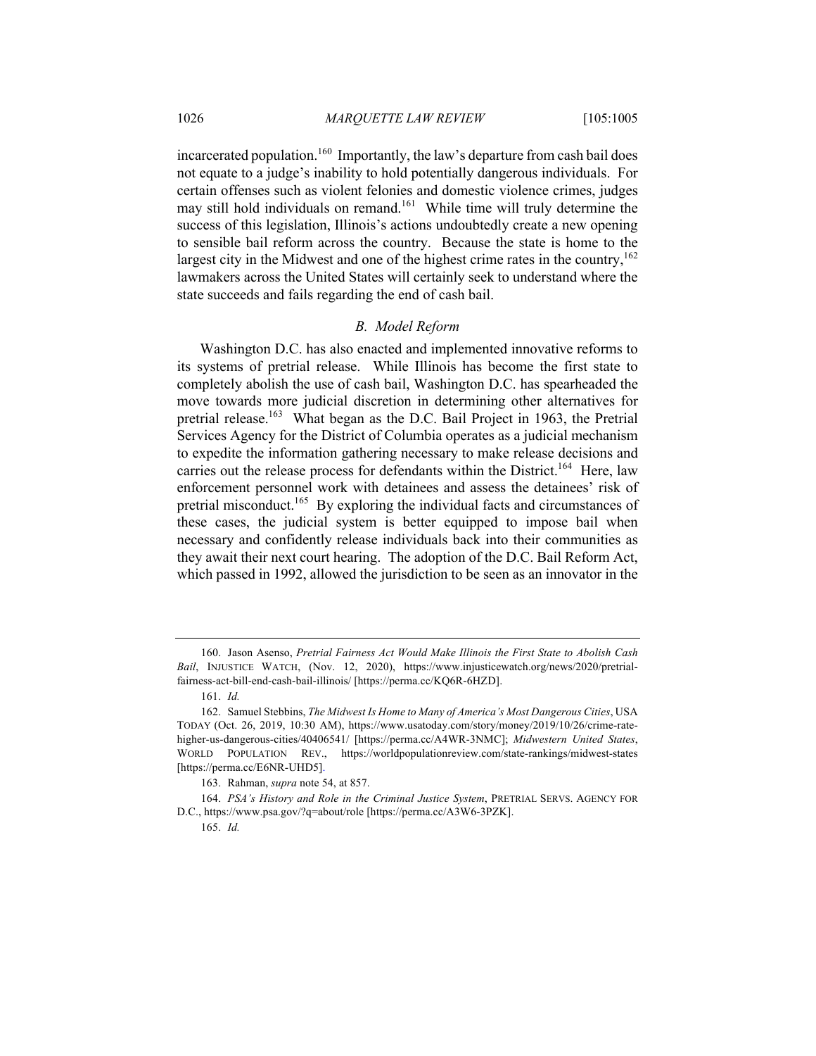incarcerated population.[160] Importantly, the law's departure from cash bail does not equate to a judge's inability to hold potentially dangerous individuals. For certain offenses such as violent felonies and domestic violence crimes, judges may still hold individuals on remand.[161] While time will truly determine the success of this legislation, Illinois's actions undoubtedly create a new opening to sensible bail reform across the country. Because the state is home to the largest city in the Midwest and one of the highest crime rates in the country,[162] lawmakers across the United States will certainly seek to understand where the state succeeds and fails regarding the end of cash bail.

### *B. Model Reform*

Washington D.C. has also enacted and implemented innovative reforms to its systems of pretrial release. While Illinois has become the first state to completely abolish the use of cash bail, Washington D.C. has spearheaded the move towards more judicial discretion in determining other alternatives for pretrial release.[163] What began as the D.C. Bail Project in 1963, the Pretrial Services Agency for the District of Columbia operates as a judicial mechanism to expedite the information gathering necessary to make release decisions and carries out the release process for defendants within the District.[164] Here, law enforcement personnel work with detainees and assess the detainees' risk of pretrial misconduct.[165] By exploring the individual facts and circumstances of these cases, the judicial system is better equipped to impose bail when necessary and confidently release individuals back into their communities as they await their next court hearing. The adoption of the D.C. Bail Reform Act, which passed in 1992, allowed the jurisdiction to be seen as an innovator in the

---

160. Jason Asenso, *Pretrial Fairness Act Would Make Illinois the First State to Abolish Cash Bail*, INJUSTICE WATCH, (Nov. 12, 2020), https://www.injusticewatch.org/news/2020/pretrial-fairness-act-bill-end-cash-bail-illinois/ [https://perma.cc/KQ6R-6HZD].

161. *Id.*

162. Samuel Stebbins, *The Midwest Is Home to Many of America's Most Dangerous Cities*, USA TODAY (Oct. 26, 2019, 10:30 AM), https://www.usatoday.com/story/money/2019/10/26/crime-rate-higher-us-dangerous-cities/40406541/ [https://perma.cc/A4WR-3NMC]; *Midwestern United States*, WORLD POPULATION REV., https://worldpopulationreview.com/state-rankings/midwest-states [https://perma.cc/E6NR-UHD5].

163. Rahman, *supra* note 54, at 857.

164. *PSA's History and Role in the Criminal Justice System*, PRETRIAL SERVS. AGENCY FOR D.C., https://www.psa.gov/?q=about/role [https://perma.cc/A3W6-3PZK].

165. *Id.*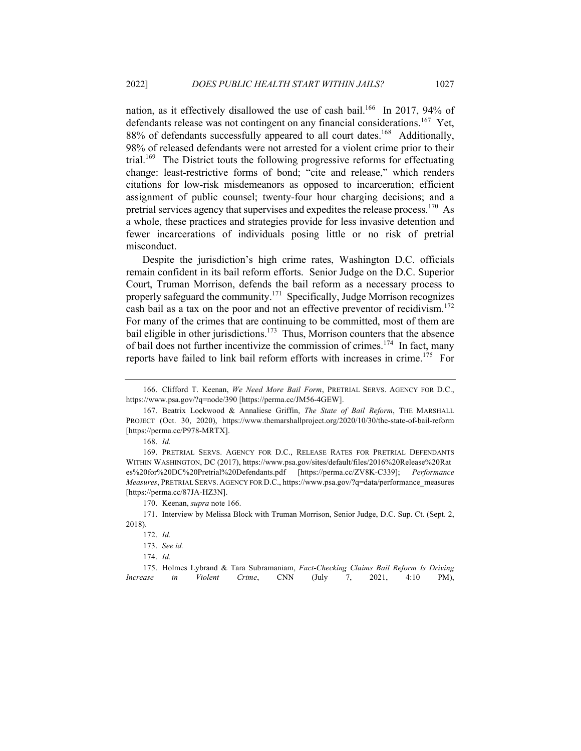nation, as it effectively disallowed the use of cash bail.[166] In 2017, 94% of defendants release was not contingent on any financial considerations.[167] Yet, 88% of defendants successfully appeared to all court dates.[168] Additionally, 98% of released defendants were not arrested for a violent crime prior to their trial.[169] The District touts the following progressive reforms for effectuating change: least-restrictive forms of bond; "cite and release," which renders citations for low-risk misdemeanors as opposed to incarceration; efficient assignment of public counsel; twenty-four hour charging decisions; and a pretrial services agency that supervises and expedites the release process.[170] As a whole, these practices and strategies provide for less invasive detention and fewer incarcerations of individuals posing little or no risk of pretrial misconduct.

Despite the jurisdiction's high crime rates, Washington D.C. officials remain confident in its bail reform efforts. Senior Judge on the D.C. Superior Court, Truman Morrison, defends the bail reform as a necessary process to properly safeguard the community.[171] Specifically, Judge Morrison recognizes cash bail as a tax on the poor and not an effective preventor of recidivism.[172] For many of the crimes that are continuing to be committed, most of them are bail eligible in other jurisdictions.[173] Thus, Morrison counters that the absence of bail does not further incentivize the commission of crimes.[174] In fact, many reports have failed to link bail reform efforts with increases in crime.[175] For

---

166. Clifford T. Keenan, *We Need More Bail Form*, PRETRIAL SERVS. AGENCY FOR D.C., https://www.psa.gov/?q=node/390 [https://perma.cc/JM56-4GEW].

167. Beatrix Lockwood & Annaliese Griffin, *The State of Bail Reform*, THE MARSHALL PROJECT (Oct. 30, 2020), https://www.themarshallproject.org/2020/10/30/the-state-of-bail-reform [https://perma.cc/P978-MRTX].

168. *Id.*

169. PRETRIAL SERVS. AGENCY FOR D.C., RELEASE RATES FOR PRETRIAL DEFENDANTS WITHIN WASHINGTON, DC (2017), https://www.psa.gov/sites/default/files/2016%20Release%20Rates%20for%20DC%20Pretrial%20Defendants.pdf [https://perma.cc/ZV8K-C339]; *Performance Measures*, PRETRIAL SERVS. AGENCY FOR D.C., https://www.psa.gov/?q=data/performance_measures [https://perma.cc/87JA-HZ3N].

170. Keenan, *supra* note 166.

171. Interview by Melissa Block with Truman Morrison, Senior Judge, D.C. Sup. Ct. (Sept. 2, 2018).

172. *Id.*

173. *See id.*

174. *Id.*

175. Holmes Lybrand & Tara Subramaniam, *Fact-Checking Claims Bail Reform Is Driving Increase in Violent Crime*, CNN (July 7, 2021, 4:10 PM),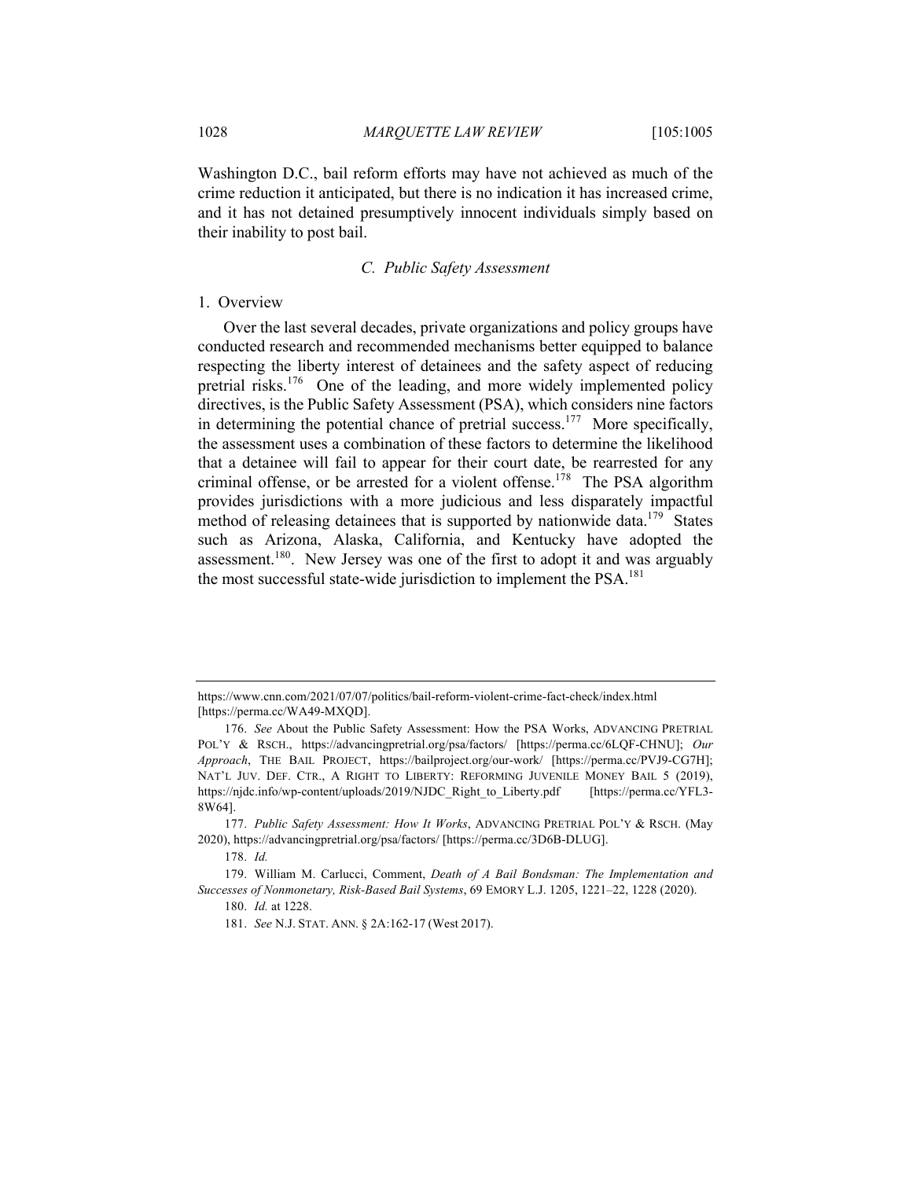Washington D.C., bail reform efforts may have not achieved as much of the crime reduction it anticipated, but there is no indication it has increased crime, and it has not detained presumptively innocent individuals simply based on their inability to post bail.

### *C. Public Safety Assessment*

#### 1. Overview

Over the last several decades, private organizations and policy groups have conducted research and recommended mechanisms better equipped to balance respecting the liberty interest of detainees and the safety aspect of reducing pretrial risks.[176] One of the leading, and more widely implemented policy directives, is the Public Safety Assessment (PSA), which considers nine factors in determining the potential chance of pretrial success.[177] More specifically, the assessment uses a combination of these factors to determine the likelihood that a detainee will fail to appear for their court date, be rearrested for any criminal offense, or be arrested for a violent offense.[178] The PSA algorithm provides jurisdictions with a more judicious and less disparately impactful method of releasing detainees that is supported by nationwide data.[179] States such as Arizona, Alaska, California, and Kentucky have adopted the assessment.[180]. New Jersey was one of the first to adopt it and was arguably the most successful state-wide jurisdiction to implement the PSA.[181]

---

https://www.cnn.com/2021/07/07/politics/bail-reform-violent-crime-fact-check/index.html [https://perma.cc/WA49-MXQD].

176. *See* About the Public Safety Assessment: How the PSA Works, ADVANCING PRETRIAL POL'Y & RSCH., https://advancingpretrial.org/psa/factors/ [https://perma.cc/6LQF-CHNU]; *Our Approach*, THE BAIL PROJECT, https://bailproject.org/our-work/ [https://perma.cc/PVJ9-CG7H]; NAT'L JUV. DEF. CTR., A RIGHT TO LIBERTY: REFORMING JUVENILE MONEY BAIL 5 (2019), https://njdc.info/wp-content/uploads/2019/NJDC_Right_to_Liberty.pdf [https://perma.cc/YFL3-8W64].

177. *Public Safety Assessment: How It Works*, ADVANCING PRETRIAL POL'Y & RSCH. (May 2020), https://advancingpretrial.org/psa/factors/ [https://perma.cc/3D6B-DLUG].

178. *Id.*

179. William M. Carlucci, Comment, *Death of A Bail Bondsman: The Implementation and Successes of Nonmonetary, Risk-Based Bail Systems*, 69 EMORY L.J. 1205, 1221–22, 1228 (2020).

180. *Id.* at 1228.

181. *See* N.J. STAT. ANN. § 2A:162-17 (West 2017).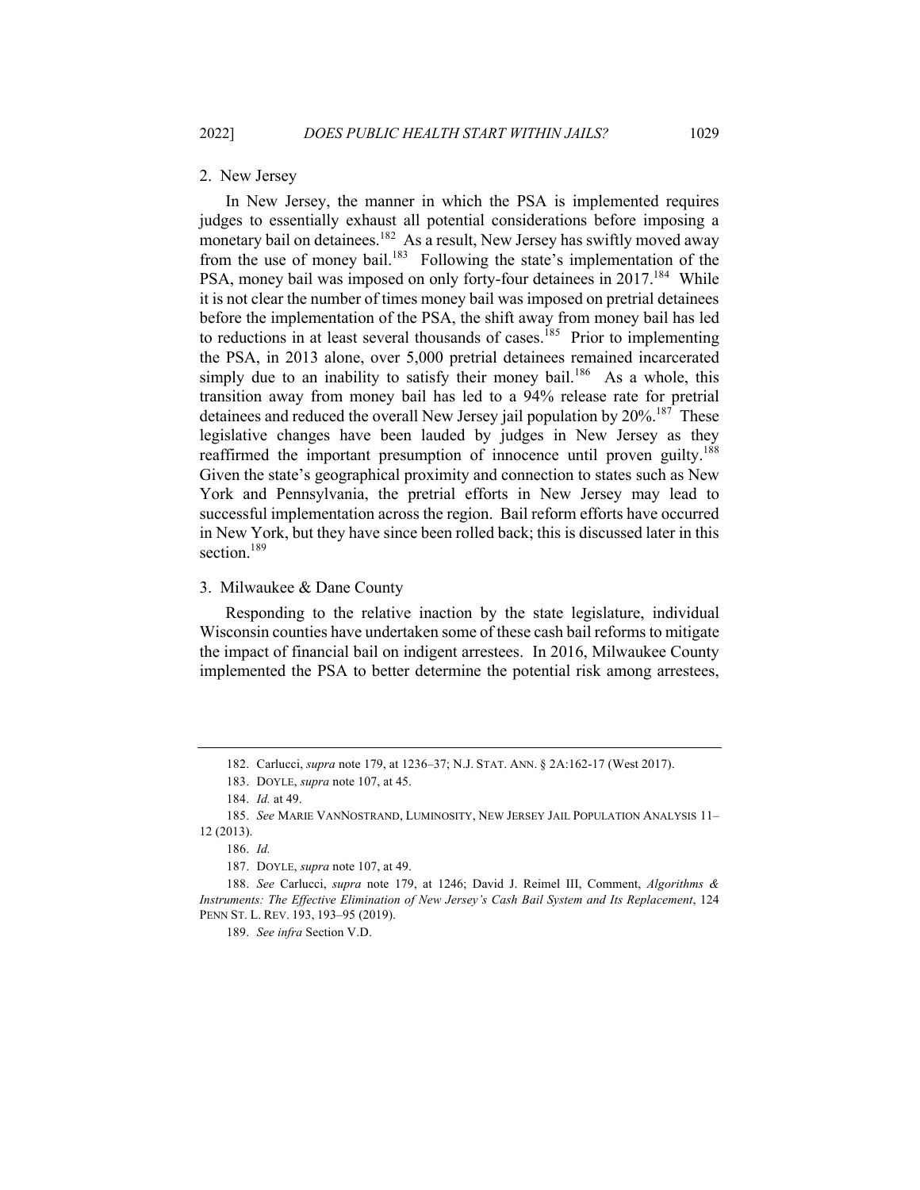### 2. New Jersey

In New Jersey, the manner in which the PSA is implemented requires judges to essentially exhaust all potential considerations before imposing a monetary bail on detainees.[182] As a result, New Jersey has swiftly moved away from the use of money bail.[183] Following the state's implementation of the PSA, money bail was imposed on only forty-four detainees in 2017.[184] While it is not clear the number of times money bail was imposed on pretrial detainees before the implementation of the PSA, the shift away from money bail has led to reductions in at least several thousands of cases.[185] Prior to implementing the PSA, in 2013 alone, over 5,000 pretrial detainees remained incarcerated simply due to an inability to satisfy their money bail.[186] As a whole, this transition away from money bail has led to a 94% release rate for pretrial detainees and reduced the overall New Jersey jail population by 20%.[187] These legislative changes have been lauded by judges in New Jersey as they reaffirmed the important presumption of innocence until proven guilty.[188] Given the state's geographical proximity and connection to states such as New York and Pennsylvania, the pretrial efforts in New Jersey may lead to successful implementation across the region. Bail reform efforts have occurred in New York, but they have since been rolled back; this is discussed later in this section.[189]

### 3. Milwaukee & Dane County

Responding to the relative inaction by the state legislature, individual Wisconsin counties have undertaken some of these cash bail reforms to mitigate the impact of financial bail on indigent arrestees. In 2016, Milwaukee County implemented the PSA to better determine the potential risk among arrestees,

---

182. Carlucci, *supra* note 179, at 1236–37; N.J. STAT. ANN. § 2A:162-17 (West 2017).

183. DOYLE, *supra* note 107, at 45.

184. *Id.* at 49.

185. *See* MARIE VANNOSTRAND, LUMINOSITY, NEW JERSEY JAIL POPULATION ANALYSIS 11–12 (2013).

186. *Id.*

187. DOYLE, *supra* note 107, at 49.

188. *See* Carlucci, *supra* note 179, at 1246; David J. Reimel III, Comment, *Algorithms & Instruments: The Effective Elimination of New Jersey's Cash Bail System and Its Replacement*, 124 PENN ST. L. REV. 193, 193–95 (2019).

189. *See infra* Section V.D.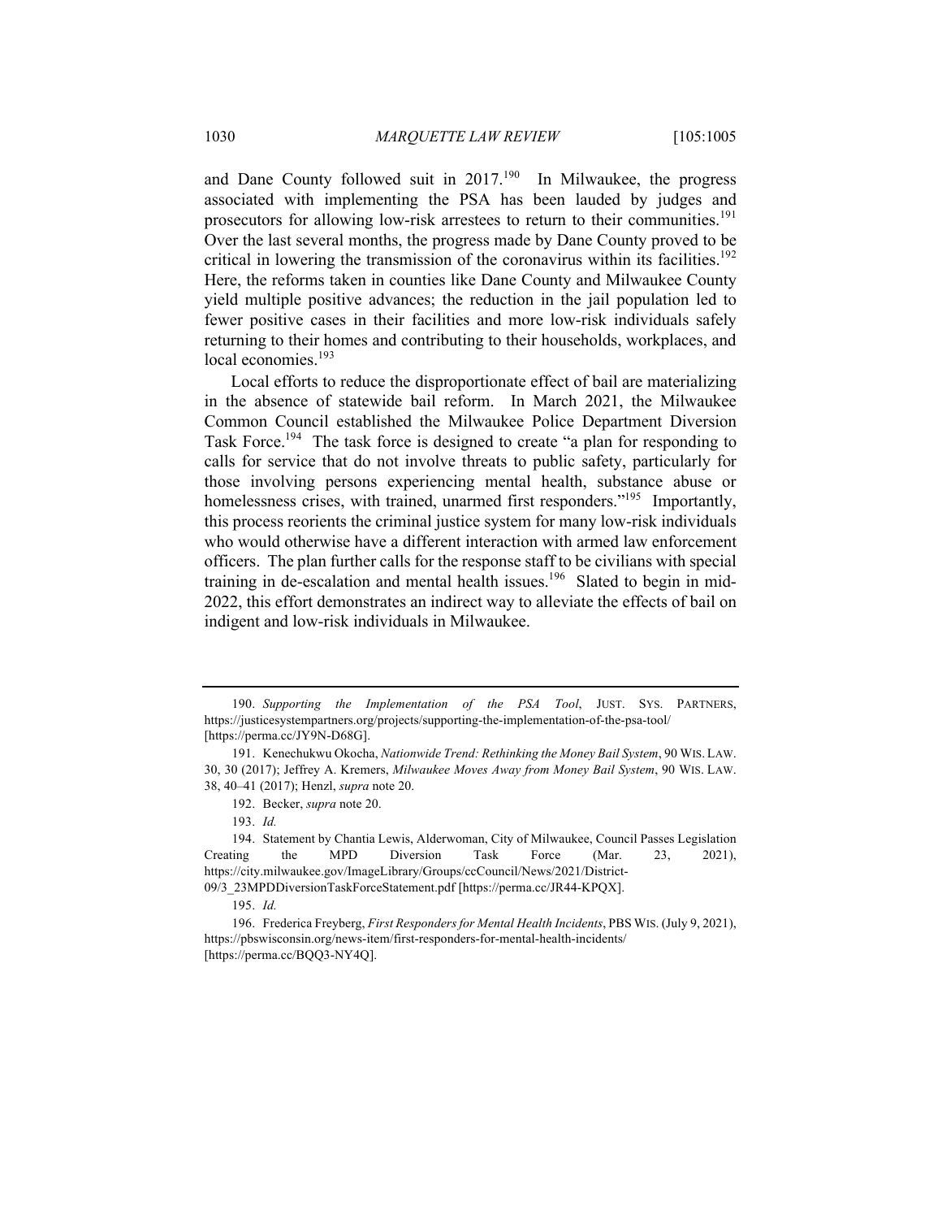and Dane County followed suit in 2017.[190] In Milwaukee, the progress associated with implementing the PSA has been lauded by judges and prosecutors for allowing low-risk arrestees to return to their communities.[191] Over the last several months, the progress made by Dane County proved to be critical in lowering the transmission of the coronavirus within its facilities.[192] Here, the reforms taken in counties like Dane County and Milwaukee County yield multiple positive advances; the reduction in the jail population led to fewer positive cases in their facilities and more low-risk individuals safely returning to their homes and contributing to their households, workplaces, and local economies.[193]

Local efforts to reduce the disproportionate effect of bail are materializing in the absence of statewide bail reform. In March 2021, the Milwaukee Common Council established the Milwaukee Police Department Diversion Task Force.[194] The task force is designed to create "a plan for responding to calls for service that do not involve threats to public safety, particularly for those involving persons experiencing mental health, substance abuse or homelessness crises, with trained, unarmed first responders."[195] Importantly, this process reorients the criminal justice system for many low-risk individuals who would otherwise have a different interaction with armed law enforcement officers. The plan further calls for the response staff to be civilians with special training in de-escalation and mental health issues.[196] Slated to begin in mid-2022, this effort demonstrates an indirect way to alleviate the effects of bail on indigent and low-risk individuals in Milwaukee.

---

190. *Supporting the Implementation of the PSA Tool*, JUST. SYS. PARTNERS, https://justicesystempartners.org/projects/supporting-the-implementation-of-the-psa-tool/ [https://perma.cc/JY9N-D68G].

191. Kenechukwu Okocha, *Nationwide Trend: Rethinking the Money Bail System*, 90 WIS. LAW. 30, 30 (2017); Jeffrey A. Kremers, *Milwaukee Moves Away from Money Bail System*, 90 WIS. LAW. 38, 40–41 (2017); Henzl, *supra* note 20.

192. Becker, *supra* note 20.

193. *Id.*

194. Statement by Chantia Lewis, Alderwoman, City of Milwaukee, Council Passes Legislation Creating the MPD Diversion Task Force (Mar. 23, 2021), https://city.milwaukee.gov/ImageLibrary/Groups/ccCouncil/News/2021/District-09/3_23MPDDiversionTaskForceStatement.pdf [https://perma.cc/JR44-KPQX].

195. *Id.*

196. Frederica Freyberg, *First Responders for Mental Health Incidents*, PBS WIS. (July 9, 2021), https://pbswisconsin.org/news-item/first-responders-for-mental-health-incidents/ [https://perma.cc/BQQ3-NY4Q].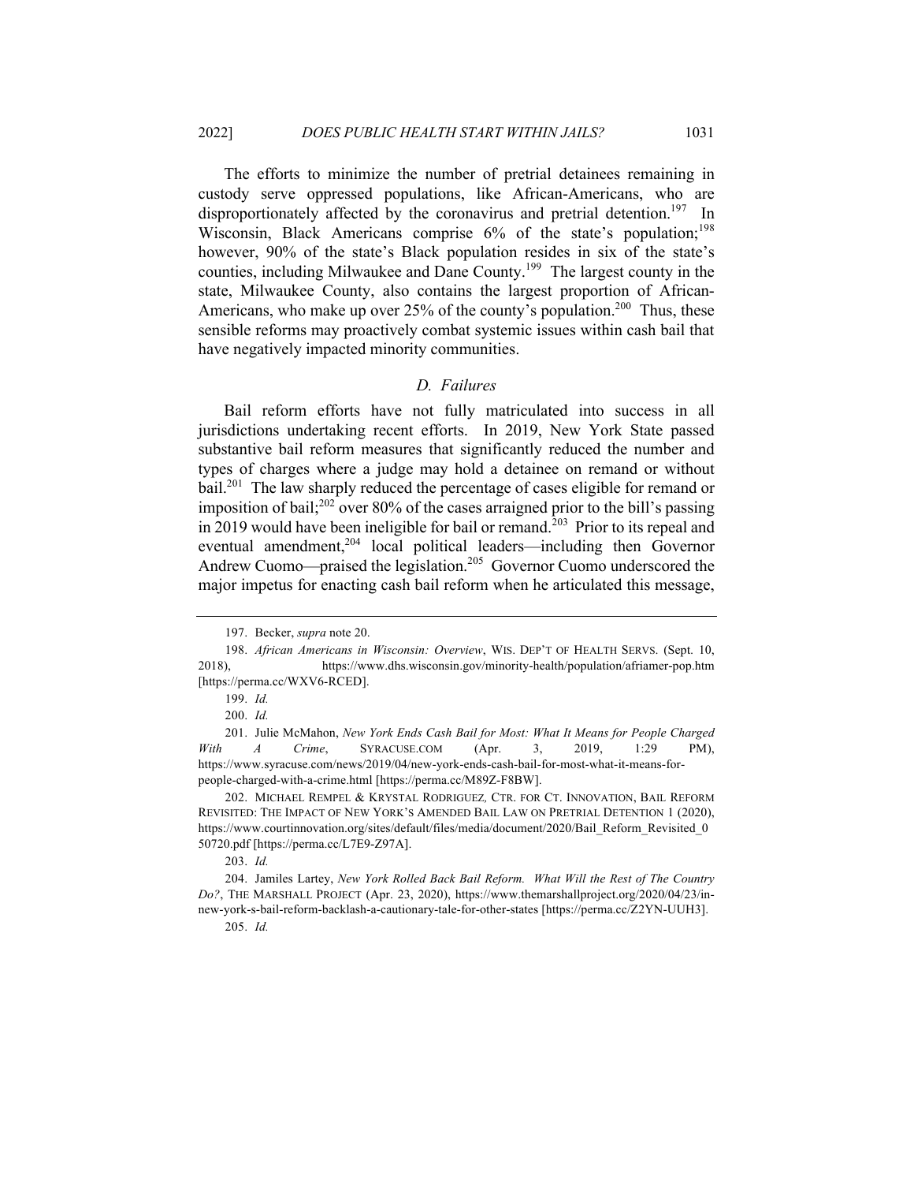The efforts to minimize the number of pretrial detainees remaining in custody serve oppressed populations, like African-Americans, who are disproportionately affected by the coronavirus and pretrial detention.[197] In Wisconsin, Black Americans comprise 6% of the state's population;[198] however, 90% of the state's Black population resides in six of the state's counties, including Milwaukee and Dane County.[199] The largest county in the state, Milwaukee County, also contains the largest proportion of African-Americans, who make up over 25% of the county's population.[200] Thus, these sensible reforms may proactively combat systemic issues within cash bail that have negatively impacted minority communities.

### *D. Failures*

Bail reform efforts have not fully matriculated into success in all jurisdictions undertaking recent efforts. In 2019, New York State passed substantive bail reform measures that significantly reduced the number and types of charges where a judge may hold a detainee on remand or without bail.[201] The law sharply reduced the percentage of cases eligible for remand or imposition of bail;[202] over 80% of the cases arraigned prior to the bill's passing in 2019 would have been ineligible for bail or remand.[203] Prior to its repeal and eventual amendment,[204] local political leaders—including then Governor Andrew Cuomo—praised the legislation.[205] Governor Cuomo underscored the major impetus for enacting cash bail reform when he articulated this message,

---

197. Becker, *supra* note 20.

198. *African Americans in Wisconsin: Overview*, WIS. DEP'T OF HEALTH SERVS. (Sept. 10, 2018), https://www.dhs.wisconsin.gov/minority-health/population/afriamer-pop.htm [https://perma.cc/WXV6-RCED].

199. *Id.*

200. *Id.*

201. Julie McMahon, *New York Ends Cash Bail for Most: What It Means for People Charged With A Crime*, SYRACUSE.COM (Apr. 3, 2019, 1:29 PM), https://www.syracuse.com/news/2019/04/new-york-ends-cash-bail-for-most-what-it-means-for-people-charged-with-a-crime.html [https://perma.cc/M89Z-F8BW].

202. MICHAEL REMPEL & KRYSTAL RODRIGUEZ, CTR. FOR CT. INNOVATION, BAIL REFORM REVISITED: THE IMPACT OF NEW YORK'S AMENDED BAIL LAW ON PRETRIAL DETENTION 1 (2020), https://www.courtinnovation.org/sites/default/files/media/document/2020/Bail_Reform_Revisited_050720.pdf [https://perma.cc/L7E9-Z97A].

203. *Id.*

204. Jamiles Lartey, *New York Rolled Back Bail Reform. What Will the Rest of The Country Do?*, THE MARSHALL PROJECT (Apr. 23, 2020), https://www.themarshallproject.org/2020/04/23/in-new-york-s-bail-reform-backlash-a-cautionary-tale-for-other-states [https://perma.cc/Z2YN-UUH3].

205. *Id.*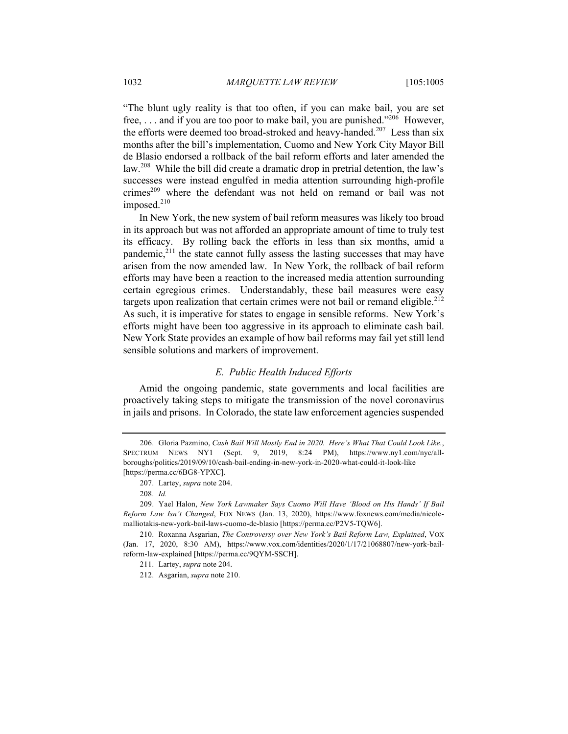"The blunt ugly reality is that too often, if you can make bail, you are set free, . . . and if you are too poor to make bail, you are punished."[206] However, the efforts were deemed too broad-stroked and heavy-handed.[207] Less than six months after the bill's implementation, Cuomo and New York City Mayor Bill de Blasio endorsed a rollback of the bail reform efforts and later amended the law.[208] While the bill did create a dramatic drop in pretrial detention, the law's successes were instead engulfed in media attention surrounding high-profile crimes[209] where the defendant was not held on remand or bail was not imposed.[210]

In New York, the new system of bail reform measures was likely too broad in its approach but was not afforded an appropriate amount of time to truly test its efficacy. By rolling back the efforts in less than six months, amid a pandemic,[211] the state cannot fully assess the lasting successes that may have arisen from the now amended law. In New York, the rollback of bail reform efforts may have been a reaction to the increased media attention surrounding certain egregious crimes. Understandably, these bail measures were easy targets upon realization that certain crimes were not bail or remand eligible.[212] As such, it is imperative for states to engage in sensible reforms. New York's efforts might have been too aggressive in its approach to eliminate cash bail. New York State provides an example of how bail reforms may fail yet still lend sensible solutions and markers of improvement.

### *E. Public Health Induced Efforts*

Amid the ongoing pandemic, state governments and local facilities are proactively taking steps to mitigate the transmission of the novel coronavirus in jails and prisons. In Colorado, the state law enforcement agencies suspended

---

206. Gloria Pazmino, *Cash Bail Will Mostly End in 2020. Here's What That Could Look Like.*, SPECTRUM NEWS NY1 (Sept. 9, 2019, 8:24 PM), https://www.ny1.com/nyc/all-boroughs/politics/2019/09/10/cash-bail-ending-in-new-york-in-2020-what-could-it-look-like [https://perma.cc/6BG8-YPXC].

207. Lartey, *supra* note 204.

208. *Id.*

209. Yael Halon, *New York Lawmaker Says Cuomo Will Have 'Blood on His Hands' If Bail Reform Law Isn't Changed*, FOX NEWS (Jan. 13, 2020), https://www.foxnews.com/media/nicole-malliotakis-new-york-bail-laws-cuomo-de-blasio [https://perma.cc/P2V5-TQW6].

210. Roxanna Asgarian, *The Controversy over New York's Bail Reform Law, Explained*, VOX (Jan. 17, 2020, 8:30 AM), https://www.vox.com/identities/2020/1/17/21068807/new-york-bail-reform-law-explained [https://perma.cc/9QYM-SSCH].

211. Lartey, *supra* note 204.

212. Asgarian, *supra* note 210.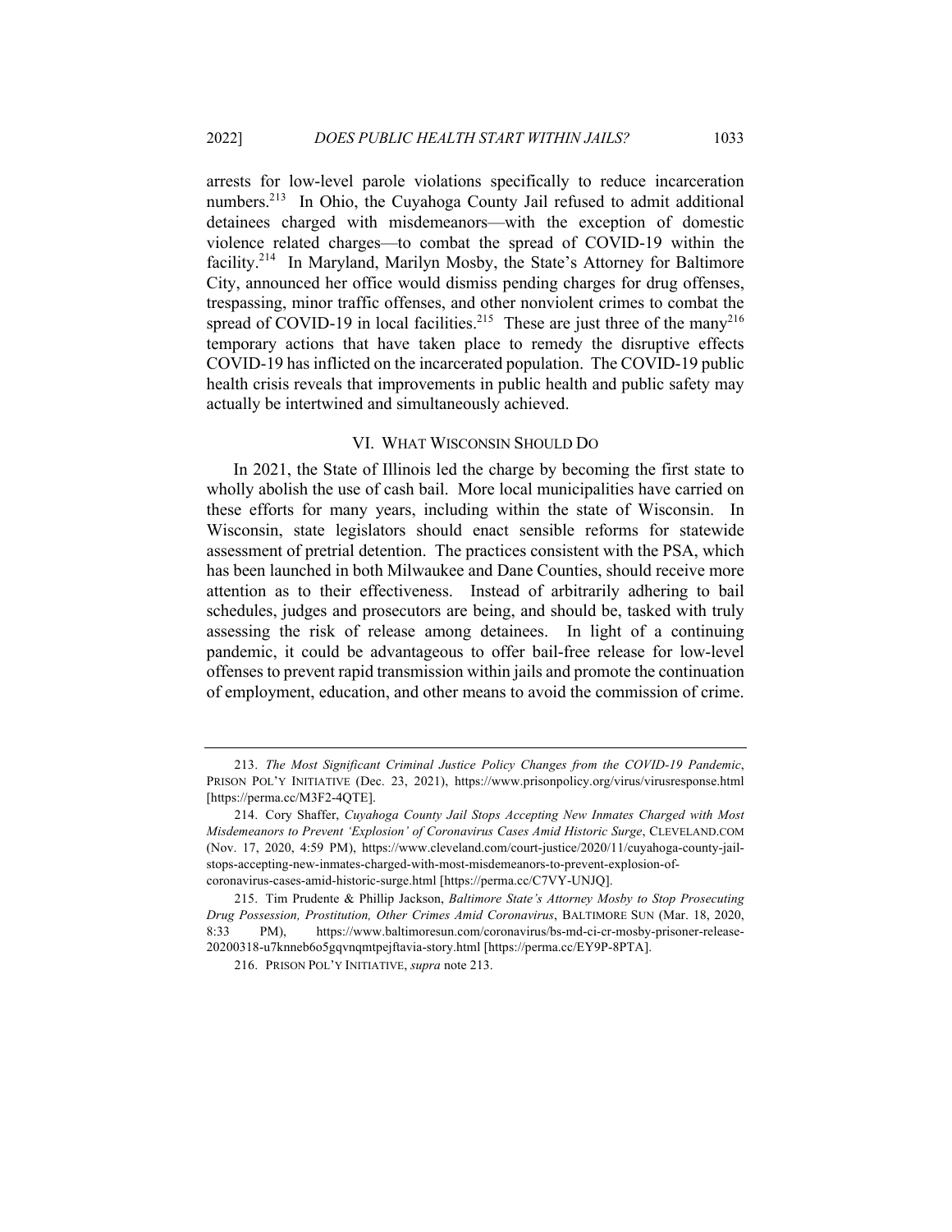arrests for low-level parole violations specifically to reduce incarceration numbers.[213] In Ohio, the Cuyahoga County Jail refused to admit additional detainees charged with misdemeanors—with the exception of domestic violence related charges—to combat the spread of COVID-19 within the facility.[214] In Maryland, Marilyn Mosby, the State's Attorney for Baltimore City, announced her office would dismiss pending charges for drug offenses, trespassing, minor traffic offenses, and other nonviolent crimes to combat the spread of COVID-19 in local facilities.[215] These are just three of the many[216] temporary actions that have taken place to remedy the disruptive effects COVID-19 has inflicted on the incarcerated population. The COVID-19 public health crisis reveals that improvements in public health and public safety may actually be intertwined and simultaneously achieved.

## VI. WHAT WISCONSIN SHOULD DO

In 2021, the State of Illinois led the charge by becoming the first state to wholly abolish the use of cash bail. More local municipalities have carried on these efforts for many years, including within the state of Wisconsin. In Wisconsin, state legislators should enact sensible reforms for statewide assessment of pretrial detention. The practices consistent with the PSA, which has been launched in both Milwaukee and Dane Counties, should receive more attention as to their effectiveness. Instead of arbitrarily adhering to bail schedules, judges and prosecutors are being, and should be, tasked with truly assessing the risk of release among detainees. In light of a continuing pandemic, it could be advantageous to offer bail-free release for low-level offenses to prevent rapid transmission within jails and promote the continuation of employment, education, and other means to avoid the commission of crime.

---

213. *The Most Significant Criminal Justice Policy Changes from the COVID-19 Pandemic*, PRISON POL'Y INITIATIVE (Dec. 23, 2021), https://www.prisonpolicy.org/virus/virusresponse.html [https://perma.cc/M3F2-4QTE].

214. Cory Shaffer, *Cuyahoga County Jail Stops Accepting New Inmates Charged with Most Misdemeanors to Prevent 'Explosion' of Coronavirus Cases Amid Historic Surge*, CLEVELAND.COM (Nov. 17, 2020, 4:59 PM), https://www.cleveland.com/court-justice/2020/11/cuyahoga-county-jail-stops-accepting-new-inmates-charged-with-most-misdemeanors-to-prevent-explosion-of-coronavirus-cases-amid-historic-surge.html [https://perma.cc/C7VY-UNJQ].

215. Tim Prudente & Phillip Jackson, *Baltimore State's Attorney Mosby to Stop Prosecuting Drug Possession, Prostitution, Other Crimes Amid Coronavirus*, BALTIMORE SUN (Mar. 18, 2020, 8:33 PM), https://www.baltimoresun.com/coronavirus/bs-md-ci-cr-mosby-prisoner-release-20200318-u7knneb6o5gqvnqmtpejftavia-story.html [https://perma.cc/EY9P-8PTA].

216. PRISON POL'Y INITIATIVE, *supra* note 213.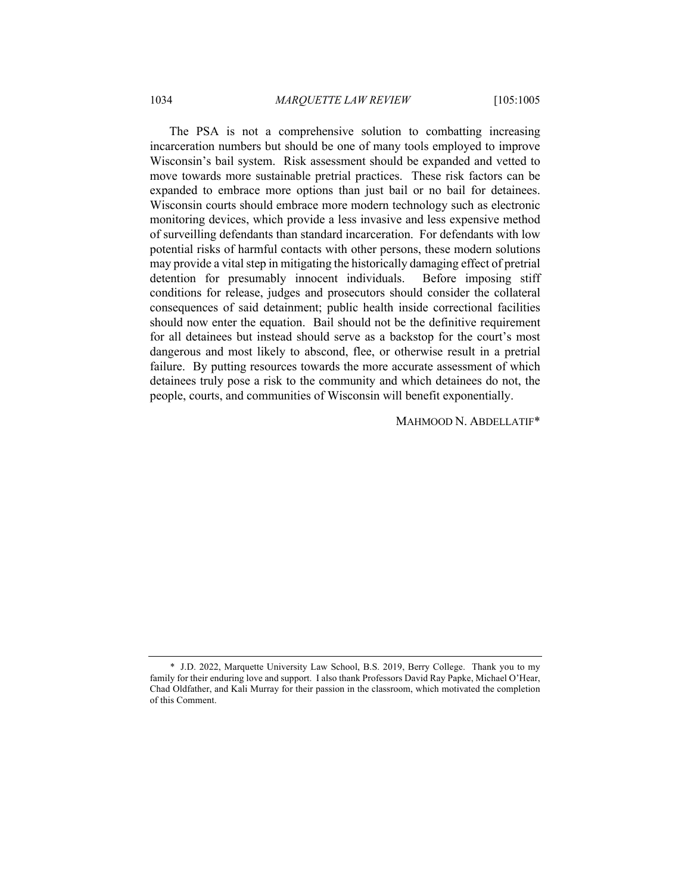The PSA is not a comprehensive solution to combatting increasing incarceration numbers but should be one of many tools employed to improve Wisconsin's bail system. Risk assessment should be expanded and vetted to move towards more sustainable pretrial practices. These risk factors can be expanded to embrace more options than just bail or no bail for detainees. Wisconsin courts should embrace more modern technology such as electronic monitoring devices, which provide a less invasive and less expensive method of surveilling defendants than standard incarceration. For defendants with low potential risks of harmful contacts with other persons, these modern solutions may provide a vital step in mitigating the historically damaging effect of pretrial detention for presumably innocent individuals. Before imposing stiff conditions for release, judges and prosecutors should consider the collateral consequences of said detainment; public health inside correctional facilities should now enter the equation. Bail should not be the definitive requirement for all detainees but instead should serve as a backstop for the court's most dangerous and most likely to abscond, flee, or otherwise result in a pretrial failure. By putting resources towards the more accurate assessment of which detainees truly pose a risk to the community and which detainees do not, the people, courts, and communities of Wisconsin will benefit exponentially.

MAHMOOD N. ABDELLATIF*

---

\* J.D. 2022, Marquette University Law School, B.S. 2019, Berry College. Thank you to my family for their enduring love and support. I also thank Professors David Ray Papke, Michael O'Hear, Chad Oldfather, and Kali Murray for their passion in the classroom, which motivated the completion of this Comment.